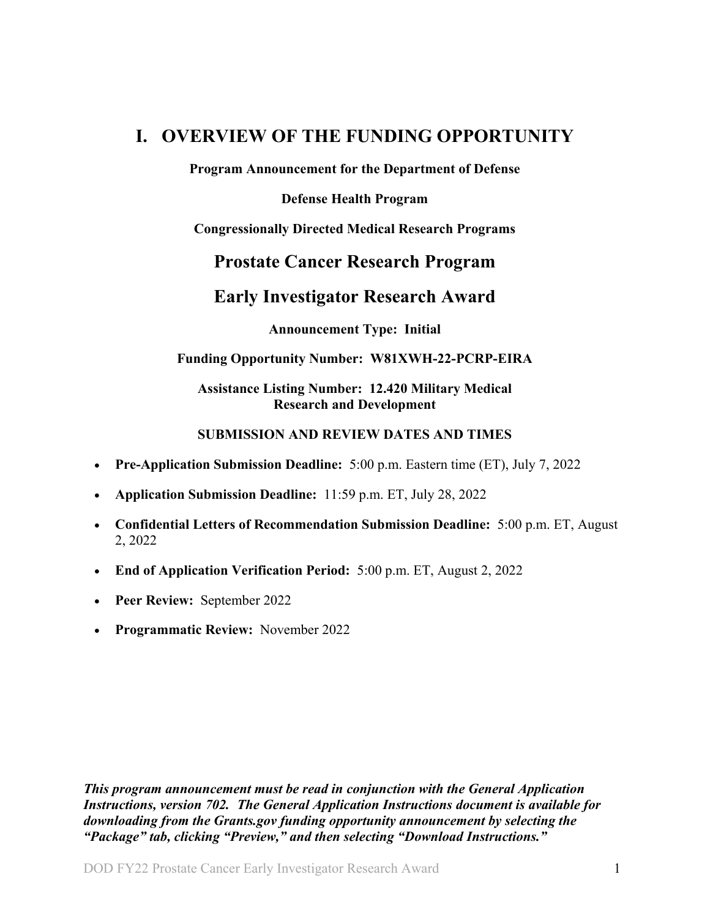# I. OVERVIEW OF THE FUNDING OPPORTUNITY

**Program Announcement for the Department of Defense**

**Defense Health Program**

**Congressionally Directed Medical Research Programs**

## Prostate Cancer Research Program

## Early Investigator Research Award

**Announcement Type: Initial**

**Funding Opportunity Number: W81XWH-22-PCRP-EIRA**

**Assistance Listing Number: 12.420 Military Medical Research and Development**

**SUBMISSION AND REVIEW DATES AND TIMES**

- **Pre-Application Submission Deadline:** 5:00 p.m. Eastern time (ET), July 7, 2022
- **Application Submission Deadline:** 11:59 p.m. ET, July 28, 2022
- **Confidential Letters of Recommendation Submission Deadline:** 5:00 p.m. ET, August 2, 2022
- **End of Application Verification Period:** 5:00 p.m. ET, August 2, 2022
- **Peer Review:** September 2022
- **Programmatic Review:** November 2022

***This program announcement must be read in conjunction with the General Application Instructions, version 702. The General Application Instructions document is available for downloading from the Grants.gov funding opportunity announcement by selecting the "Package" tab, clicking "Preview," and then selecting "Download Instructions."***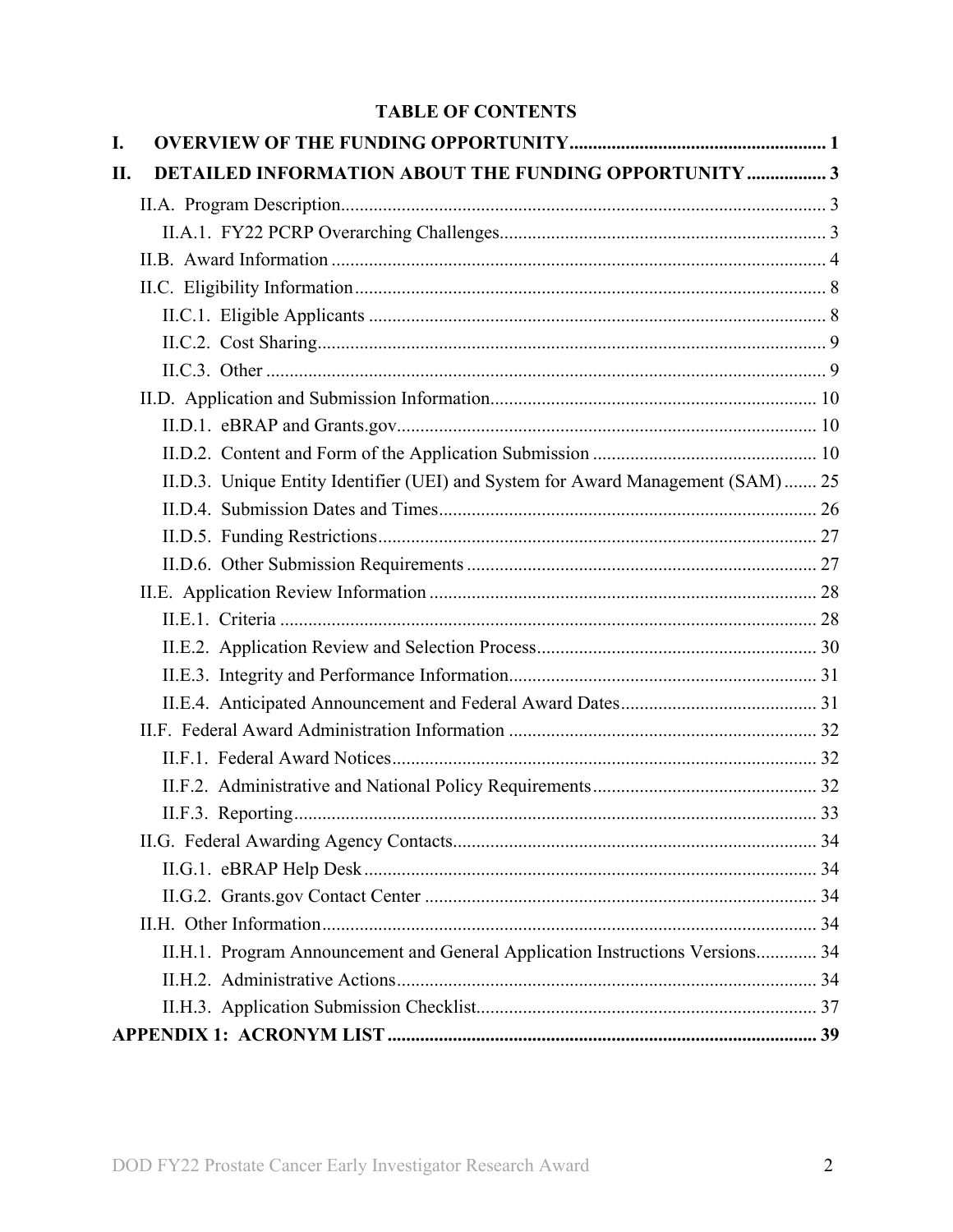# TABLE OF CONTENTS

**I. OVERVIEW OF THE FUNDING OPPORTUNITY ....................................................... 1**

**II. DETAILED INFORMATION ABOUT THE FUNDING OPPORTUNITY ................. 3**

- II.A. Program Description ....................................................................................... 3
  - II.A.1. FY22 PCRP Overarching Challenges ..................................................................... 3
- II.B. Award Information ......................................................................................... 4
- II.C. Eligibility Information .................................................................................... 8
  - II.C.1. Eligible Applicants ................................................................................. 8
  - II.C.2. Cost Sharing ............................................................................................ 9
  - II.C.3. Other ....................................................................................................... 9
- II.D. Application and Submission Information ..................................................................... 10
  - II.D.1. eBRAP and Grants.gov ......................................................................... 10
  - II.D.2. Content and Form of the Application Submission ................................................ 10
  - II.D.3. Unique Entity Identifier (UEI) and System for Award Management (SAM) ....... 25
  - II.D.4. Submission Dates and Times ................................................................................ 26
  - II.D.5. Funding Restrictions ............................................................................................. 27
  - II.D.6. Other Submission Requirements .......................................................................... 27
- II.E. Application Review Information .................................................................................. 28
  - II.E.1. Criteria .................................................................................................................. 28
  - II.E.2. Application Review and Selection Process ........................................................... 30
  - II.E.3. Integrity and Performance Information ................................................................. 31
  - II.E.4. Anticipated Announcement and Federal Award Dates .......................................... 31
- II.F. Federal Award Administration Information ................................................................. 32
  - II.F.1. Federal Award Notices .......................................................................................... 32
  - II.F.2. Administrative and National Policy Requirements ................................................ 32
  - II.F.3. Reporting ............................................................................................................... 33
- II.G. Federal Awarding Agency Contacts ............................................................................. 34
  - II.G.1. eBRAP Help Desk ................................................................................................ 34
  - II.G.2. Grants.gov Contact Center ................................................................................... 34
- II.H. Other Information ......................................................................................................... 34
  - II.H.1. Program Announcement and General Application Instructions Versions ............. 34
  - II.H.2. Administrative Actions ......................................................................................... 34
  - II.H.3. Application Submission Checklist ........................................................................ 37

**APPENDIX 1: ACRONYM LIST ........................................................................................... 39**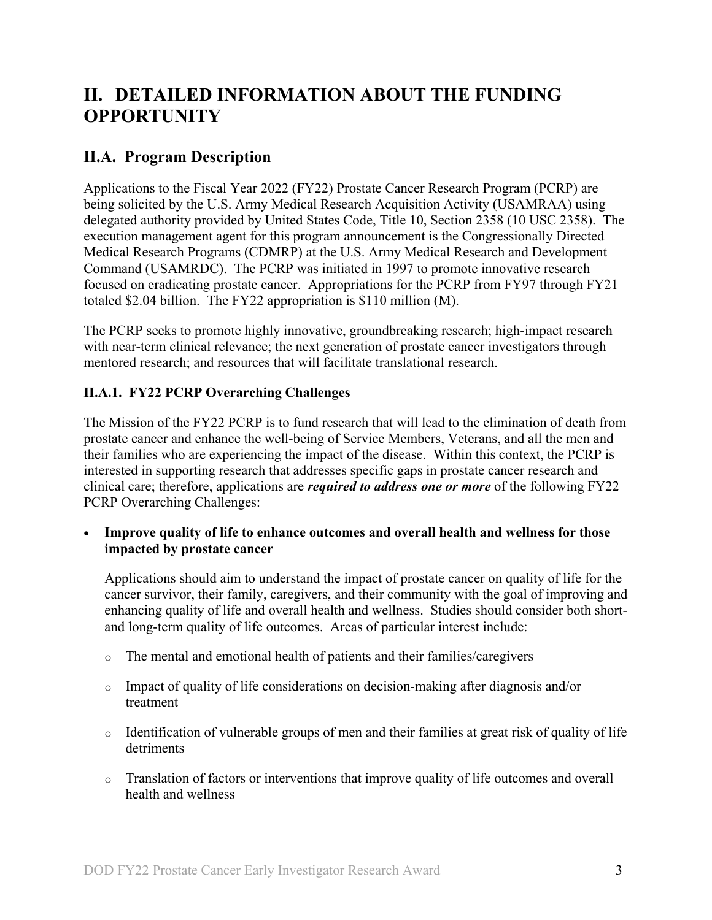# II. DETAILED INFORMATION ABOUT THE FUNDING OPPORTUNITY

## II.A. Program Description

Applications to the Fiscal Year 2022 (FY22) Prostate Cancer Research Program (PCRP) are being solicited by the U.S. Army Medical Research Acquisition Activity (USAMRAA) using delegated authority provided by United States Code, Title 10, Section 2358 (10 USC 2358). The execution management agent for this program announcement is the Congressionally Directed Medical Research Programs (CDMRP) at the U.S. Army Medical Research and Development Command (USAMRDC). The PCRP was initiated in 1997 to promote innovative research focused on eradicating prostate cancer. Appropriations for the PCRP from FY97 through FY21 totaled $2.04 billion. The FY22 appropriation is $110 million (M).

The PCRP seeks to promote highly innovative, groundbreaking research; high-impact research with near-term clinical relevance; the next generation of prostate cancer investigators through mentored research; and resources that will facilitate translational research.

### II.A.1. FY22 PCRP Overarching Challenges

The Mission of the FY22 PCRP is to fund research that will lead to the elimination of death from prostate cancer and enhance the well-being of Service Members, Veterans, and all the men and their families who are experiencing the impact of the disease. Within this context, the PCRP is interested in supporting research that addresses specific gaps in prostate cancer research and clinical care; therefore, applications are ***required to address one or more*** of the following FY22 PCRP Overarching Challenges:

- **Improve quality of life to enhance outcomes and overall health and wellness for those impacted by prostate cancer**

  Applications should aim to understand the impact of prostate cancer on quality of life for the cancer survivor, their family, caregivers, and their community with the goal of improving and enhancing quality of life and overall health and wellness. Studies should consider both short- and long-term quality of life outcomes. Areas of particular interest include:

  - The mental and emotional health of patients and their families/caregivers
  - Impact of quality of life considerations on decision-making after diagnosis and/or treatment
  - Identification of vulnerable groups of men and their families at great risk of quality of life detriments
  - Translation of factors or interventions that improve quality of life outcomes and overall health and wellness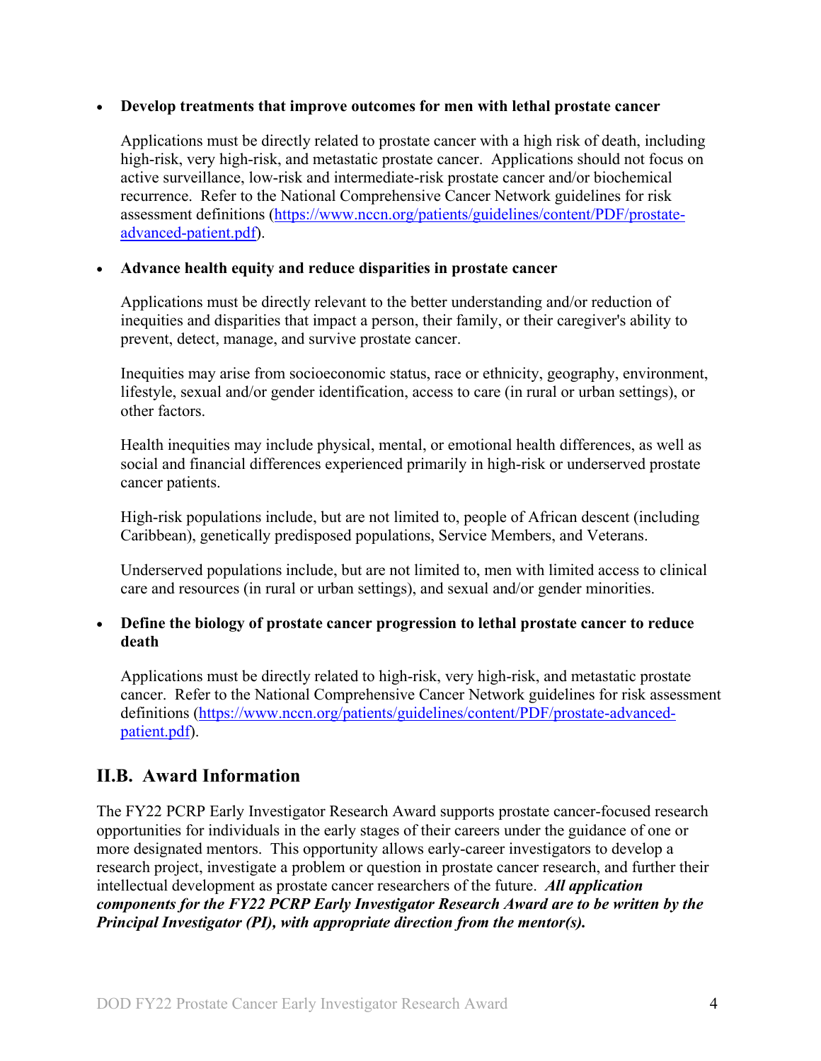- **Develop treatments that improve outcomes for men with lethal prostate cancer**

  Applications must be directly related to prostate cancer with a high risk of death, including high-risk, very high-risk, and metastatic prostate cancer. Applications should not focus on active surveillance, low-risk and intermediate-risk prostate cancer and/or biochemical recurrence. Refer to the National Comprehensive Cancer Network guidelines for risk assessment definitions ([https://www.nccn.org/patients/guidelines/content/PDF/prostate-advanced-patient.pdf](https://www.nccn.org/patients/guidelines/content/PDF/prostate-advanced-patient.pdf)).

- **Advance health equity and reduce disparities in prostate cancer**

  Applications must be directly relevant to the better understanding and/or reduction of inequities and disparities that impact a person, their family, or their caregiver's ability to prevent, detect, manage, and survive prostate cancer.

  Inequities may arise from socioeconomic status, race or ethnicity, geography, environment, lifestyle, sexual and/or gender identification, access to care (in rural or urban settings), or other factors.

  Health inequities may include physical, mental, or emotional health differences, as well as social and financial differences experienced primarily in high-risk or underserved prostate cancer patients.

  High-risk populations include, but are not limited to, people of African descent (including Caribbean), genetically predisposed populations, Service Members, and Veterans.

  Underserved populations include, but are not limited to, men with limited access to clinical care and resources (in rural or urban settings), and sexual and/or gender minorities.

- **Define the biology of prostate cancer progression to lethal prostate cancer to reduce death**

  Applications must be directly related to high-risk, very high-risk, and metastatic prostate cancer. Refer to the National Comprehensive Cancer Network guidelines for risk assessment definitions ([https://www.nccn.org/patients/guidelines/content/PDF/prostate-advanced-patient.pdf](https://www.nccn.org/patients/guidelines/content/PDF/prostate-advanced-patient.pdf)).

## II.B. Award Information

The FY22 PCRP Early Investigator Research Award supports prostate cancer-focused research opportunities for individuals in the early stages of their careers under the guidance of one or more designated mentors. This opportunity allows early-career investigators to develop a research project, investigate a problem or question in prostate cancer research, and further their intellectual development as prostate cancer researchers of the future. ***All application components for the FY22 PCRP Early Investigator Research Award are to be written by the Principal Investigator (PI), with appropriate direction from the mentor(s).***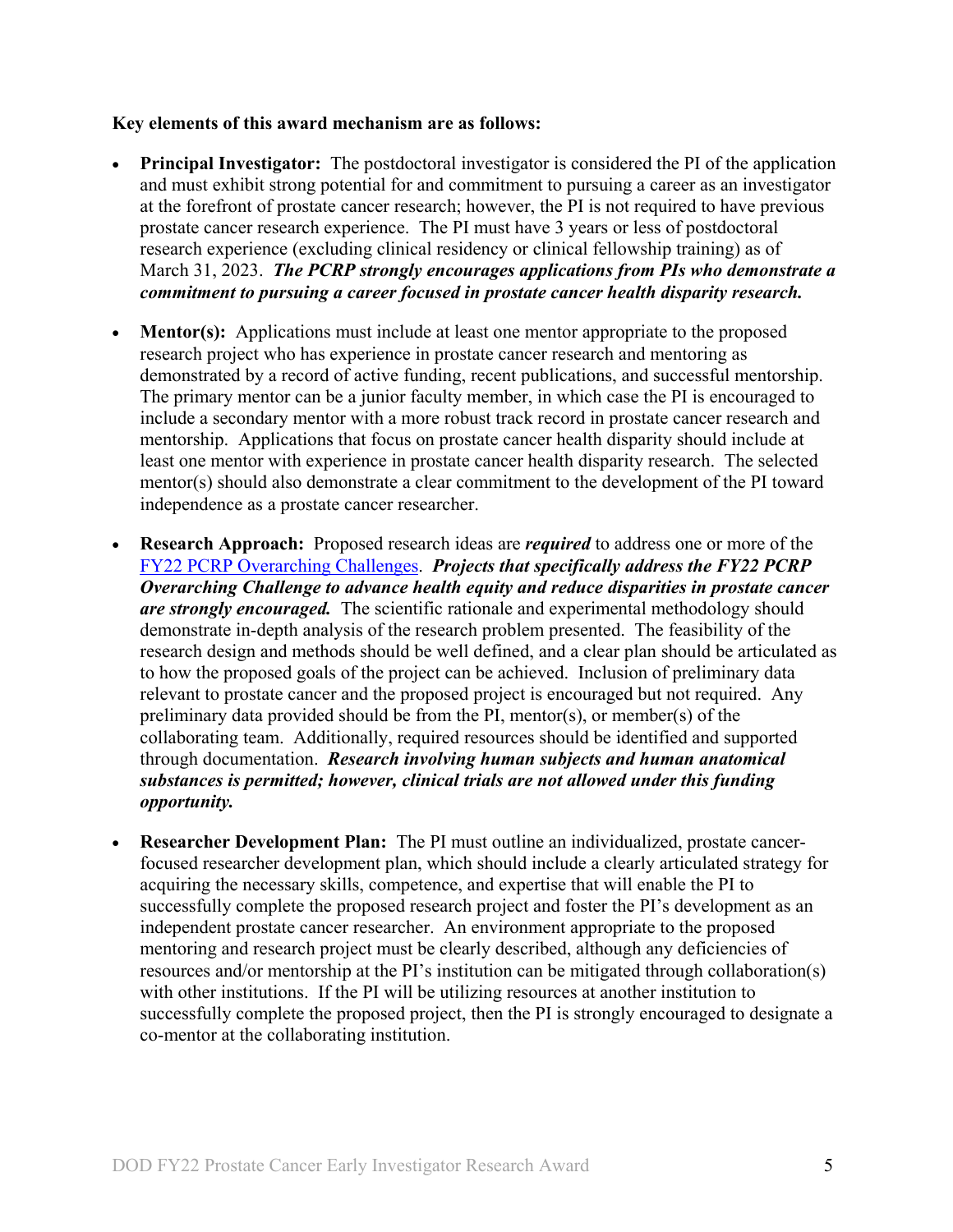**Key elements of this award mechanism are as follows:**

- **Principal Investigator:** The postdoctoral investigator is considered the PI of the application and must exhibit strong potential for and commitment to pursuing a career as an investigator at the forefront of prostate cancer research; however, the PI is not required to have previous prostate cancer research experience. The PI must have 3 years or less of postdoctoral research experience (excluding clinical residency or clinical fellowship training) as of March 31, 2023. ***The PCRP strongly encourages applications from PIs who demonstrate a commitment to pursuing a career focused in prostate cancer health disparity research.***

- **Mentor(s):** Applications must include at least one mentor appropriate to the proposed research project who has experience in prostate cancer research and mentoring as demonstrated by a record of active funding, recent publications, and successful mentorship. The primary mentor can be a junior faculty member, in which case the PI is encouraged to include a secondary mentor with a more robust track record in prostate cancer research and mentorship. Applications that focus on prostate cancer health disparity should include at least one mentor with experience in prostate cancer health disparity research. The selected mentor(s) should also demonstrate a clear commitment to the development of the PI toward independence as a prostate cancer researcher.

- **Research Approach:** Proposed research ideas are ***required*** to address one or more of the [FY22 PCRP Overarching Challenges](). ***Projects that specifically address the FY22 PCRP Overarching Challenge to advance health equity and reduce disparities in prostate cancer are strongly encouraged.*** The scientific rationale and experimental methodology should demonstrate in-depth analysis of the research problem presented. The feasibility of the research design and methods should be well defined, and a clear plan should be articulated as to how the proposed goals of the project can be achieved. Inclusion of preliminary data relevant to prostate cancer and the proposed project is encouraged but not required. Any preliminary data provided should be from the PI, mentor(s), or member(s) of the collaborating team. Additionally, required resources should be identified and supported through documentation. ***Research involving human subjects and human anatomical substances is permitted; however, clinical trials are not allowed under this funding opportunity.***

- **Researcher Development Plan:** The PI must outline an individualized, prostate cancer-focused researcher development plan, which should include a clearly articulated strategy for acquiring the necessary skills, competence, and expertise that will enable the PI to successfully complete the proposed research project and foster the PI's development as an independent prostate cancer researcher. An environment appropriate to the proposed mentoring and research project must be clearly described, although any deficiencies of resources and/or mentorship at the PI's institution can be mitigated through collaboration(s) with other institutions. If the PI will be utilizing resources at another institution to successfully complete the proposed project, then the PI is strongly encouraged to designate a co-mentor at the collaborating institution.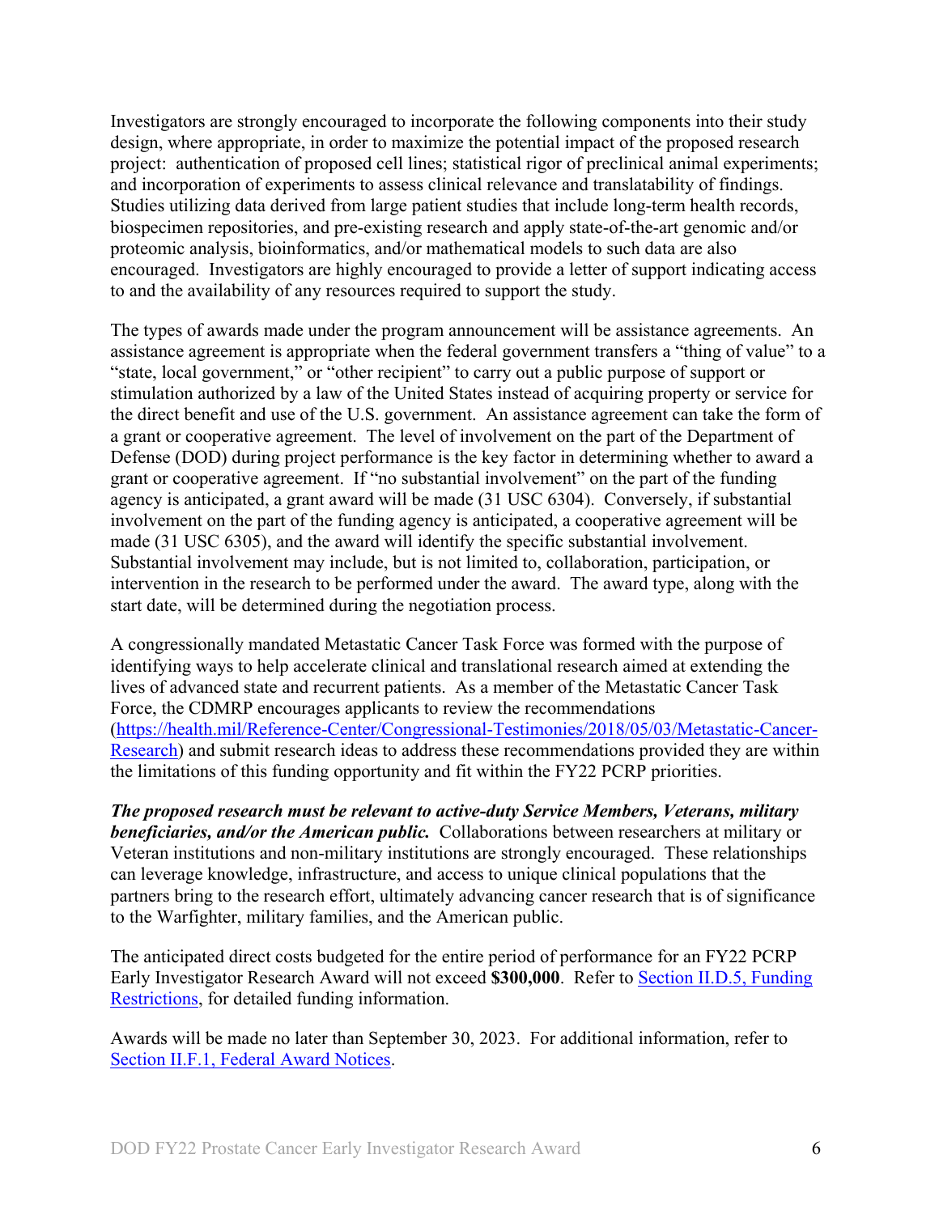Investigators are strongly encouraged to incorporate the following components into their study design, where appropriate, in order to maximize the potential impact of the proposed research project: authentication of proposed cell lines; statistical rigor of preclinical animal experiments; and incorporation of experiments to assess clinical relevance and translatability of findings. Studies utilizing data derived from large patient studies that include long-term health records, biospecimen repositories, and pre-existing research and apply state-of-the-art genomic and/or proteomic analysis, bioinformatics, and/or mathematical models to such data are also encouraged. Investigators are highly encouraged to provide a letter of support indicating access to and the availability of any resources required to support the study.

The types of awards made under the program announcement will be assistance agreements. An assistance agreement is appropriate when the federal government transfers a "thing of value" to a "state, local government," or "other recipient" to carry out a public purpose of support or stimulation authorized by a law of the United States instead of acquiring property or service for the direct benefit and use of the U.S. government. An assistance agreement can take the form of a grant or cooperative agreement. The level of involvement on the part of the Department of Defense (DOD) during project performance is the key factor in determining whether to award a grant or cooperative agreement. If "no substantial involvement" on the part of the funding agency is anticipated, a grant award will be made (31 USC 6304). Conversely, if substantial involvement on the part of the funding agency is anticipated, a cooperative agreement will be made (31 USC 6305), and the award will identify the specific substantial involvement. Substantial involvement may include, but is not limited to, collaboration, participation, or intervention in the research to be performed under the award. The award type, along with the start date, will be determined during the negotiation process.

A congressionally mandated Metastatic Cancer Task Force was formed with the purpose of identifying ways to help accelerate clinical and translational research aimed at extending the lives of advanced state and recurrent patients. As a member of the Metastatic Cancer Task Force, the CDMRP encourages applicants to review the recommendations ([https://health.mil/Reference-Center/Congressional-Testimonies/2018/05/03/Metastatic-Cancer-Research](https://health.mil/Reference-Center/Congressional-Testimonies/2018/05/03/Metastatic-Cancer-Research)) and submit research ideas to address these recommendations provided they are within the limitations of this funding opportunity and fit within the FY22 PCRP priorities.

***The proposed research must be relevant to active-duty Service Members, Veterans, military beneficiaries, and/or the American public.*** Collaborations between researchers at military or Veteran institutions and non-military institutions are strongly encouraged. These relationships can leverage knowledge, infrastructure, and access to unique clinical populations that the partners bring to the research effort, ultimately advancing cancer research that is of significance to the Warfighter, military families, and the American public.

The anticipated direct costs budgeted for the entire period of performance for an FY22 PCRP Early Investigator Research Award will not exceed **$300,000**. Refer to Section II.D.5, Funding Restrictions, for detailed funding information.

Awards will be made no later than September 30, 2023. For additional information, refer to Section II.F.1, Federal Award Notices.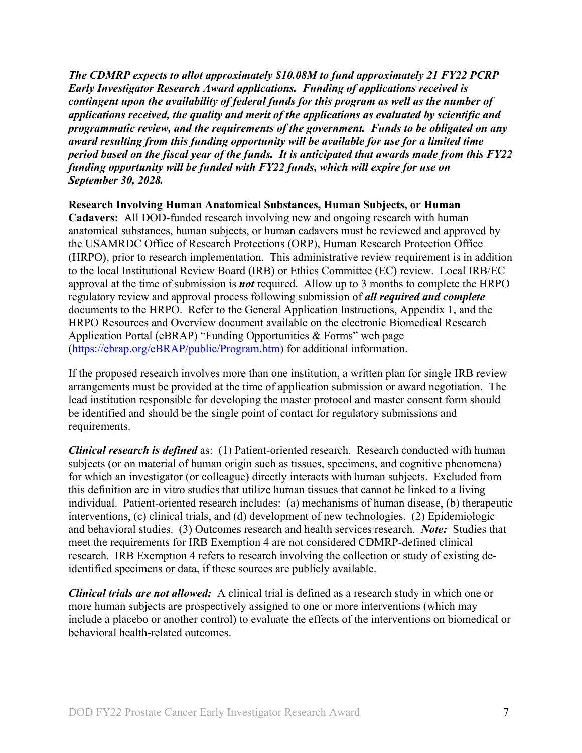***The CDMRP expects to allot approximately $10.08M to fund approximately 21 FY22 PCRP Early Investigator Research Award applications. Funding of applications received is contingent upon the availability of federal funds for this program as well as the number of applications received, the quality and merit of the applications as evaluated by scientific and programmatic review, and the requirements of the government. Funds to be obligated on any award resulting from this funding opportunity will be available for use for a limited time period based on the fiscal year of the funds. It is anticipated that awards made from this FY22 funding opportunity will be funded with FY22 funds, which will expire for use on September 30, 2028.***

**Research Involving Human Anatomical Substances, Human Subjects, or Human Cadavers:** All DOD-funded research involving new and ongoing research with human anatomical substances, human subjects, or human cadavers must be reviewed and approved by the USAMRDC Office of Research Protections (ORP), Human Research Protection Office (HRPO), prior to research implementation. This administrative review requirement is in addition to the local Institutional Review Board (IRB) or Ethics Committee (EC) review. Local IRB/EC approval at the time of submission is ***not*** required. Allow up to 3 months to complete the HRPO regulatory review and approval process following submission of ***all required and complete*** documents to the HRPO. Refer to the General Application Instructions, Appendix 1, and the HRPO Resources and Overview document available on the electronic Biomedical Research Application Portal (eBRAP) "Funding Opportunities & Forms" web page (https://ebrap.org/eBRAP/public/Program.htm) for additional information.

If the proposed research involves more than one institution, a written plan for single IRB review arrangements must be provided at the time of application submission or award negotiation. The lead institution responsible for developing the master protocol and master consent form should be identified and should be the single point of contact for regulatory submissions and requirements.

***Clinical research is defined*** as: (1) Patient-oriented research. Research conducted with human subjects (or on material of human origin such as tissues, specimens, and cognitive phenomena) for which an investigator (or colleague) directly interacts with human subjects. Excluded from this definition are in vitro studies that utilize human tissues that cannot be linked to a living individual. Patient-oriented research includes: (a) mechanisms of human disease, (b) therapeutic interventions, (c) clinical trials, and (d) development of new technologies. (2) Epidemiologic and behavioral studies. (3) Outcomes research and health services research. ***Note:*** Studies that meet the requirements for IRB Exemption 4 are not considered CDMRP-defined clinical research. IRB Exemption 4 refers to research involving the collection or study of existing de-identified specimens or data, if these sources are publicly available.

***Clinical trials are not allowed:*** A clinical trial is defined as a research study in which one or more human subjects are prospectively assigned to one or more interventions (which may include a placebo or another control) to evaluate the effects of the interventions on biomedical or behavioral health-related outcomes.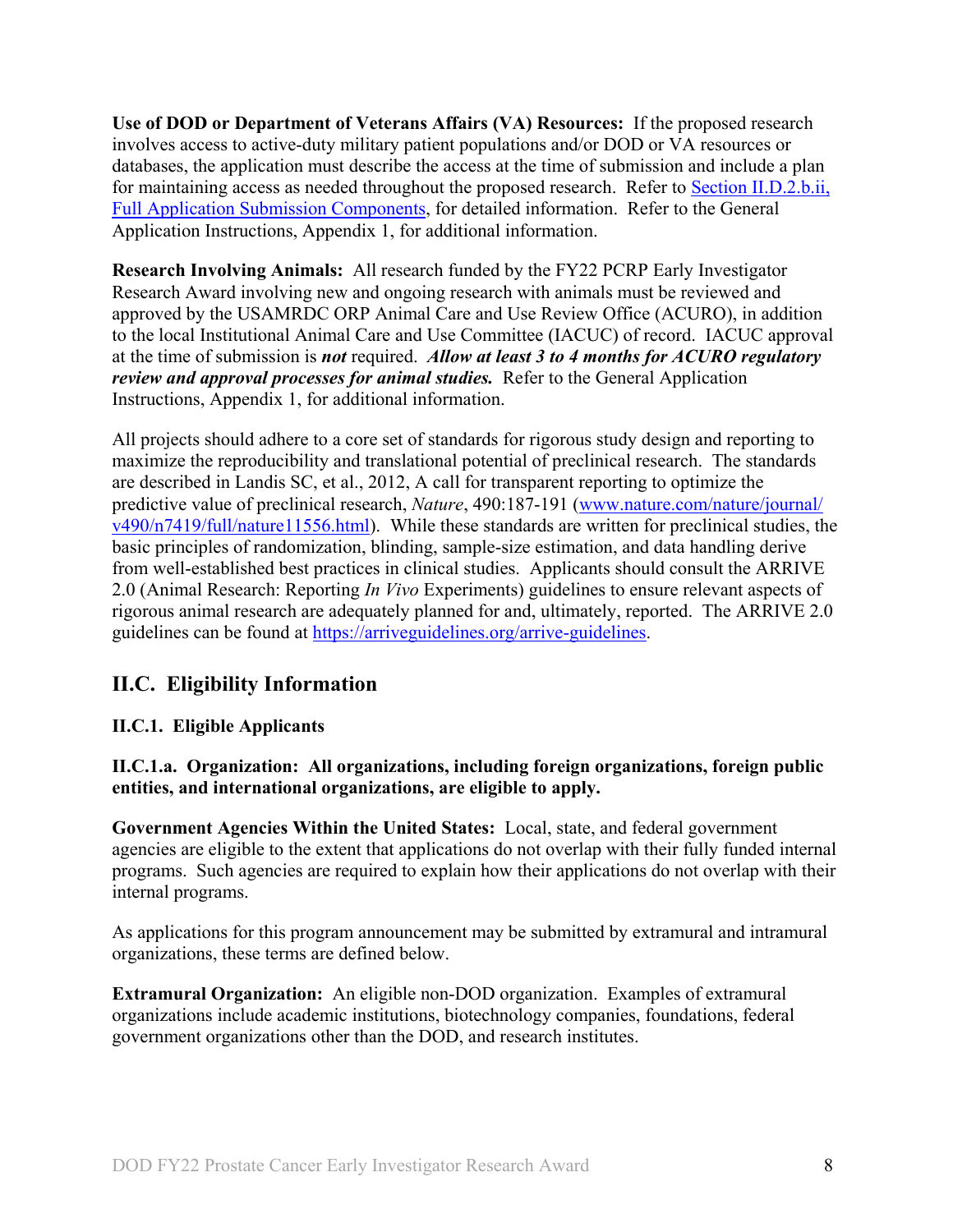**Use of DOD or Department of Veterans Affairs (VA) Resources:** If the proposed research involves access to active-duty military patient populations and/or DOD or VA resources or databases, the application must describe the access at the time of submission and include a plan for maintaining access as needed throughout the proposed research. Refer to [Section II.D.2.b.ii, Full Application Submission Components](), for detailed information. Refer to the General Application Instructions, Appendix 1, for additional information.

**Research Involving Animals:** All research funded by the FY22 PCRP Early Investigator Research Award involving new and ongoing research with animals must be reviewed and approved by the USAMRDC ORP Animal Care and Use Review Office (ACURO), in addition to the local Institutional Animal Care and Use Committee (IACUC) of record. IACUC approval at the time of submission is ***not*** required. ***Allow at least 3 to 4 months for ACURO regulatory review and approval processes for animal studies.*** Refer to the General Application Instructions, Appendix 1, for additional information.

All projects should adhere to a core set of standards for rigorous study design and reporting to maximize the reproducibility and translational potential of preclinical research. The standards are described in Landis SC, et al., 2012, A call for transparent reporting to optimize the predictive value of preclinical research, *Nature*, 490:187-191 ([www.nature.com/nature/journal/v490/n7419/full/nature11556.html](www.nature.com/nature/journal/v490/n7419/full/nature11556.html)). While these standards are written for preclinical studies, the basic principles of randomization, blinding, sample-size estimation, and data handling derive from well-established best practices in clinical studies. Applicants should consult the ARRIVE 2.0 (Animal Research: Reporting *In Vivo* Experiments) guidelines to ensure relevant aspects of rigorous animal research are adequately planned for and, ultimately, reported. The ARRIVE 2.0 guidelines can be found at [https://arriveguidelines.org/arrive-guidelines](https://arriveguidelines.org/arrive-guidelines).

## II.C. Eligibility Information

### II.C.1. Eligible Applicants

#### II.C.1.a. Organization: All organizations, including foreign organizations, foreign public entities, and international organizations, are eligible to apply.

**Government Agencies Within the United States:** Local, state, and federal government agencies are eligible to the extent that applications do not overlap with their fully funded internal programs. Such agencies are required to explain how their applications do not overlap with their internal programs.

As applications for this program announcement may be submitted by extramural and intramural organizations, these terms are defined below.

**Extramural Organization:** An eligible non-DOD organization. Examples of extramural organizations include academic institutions, biotechnology companies, foundations, federal government organizations other than the DOD, and research institutes.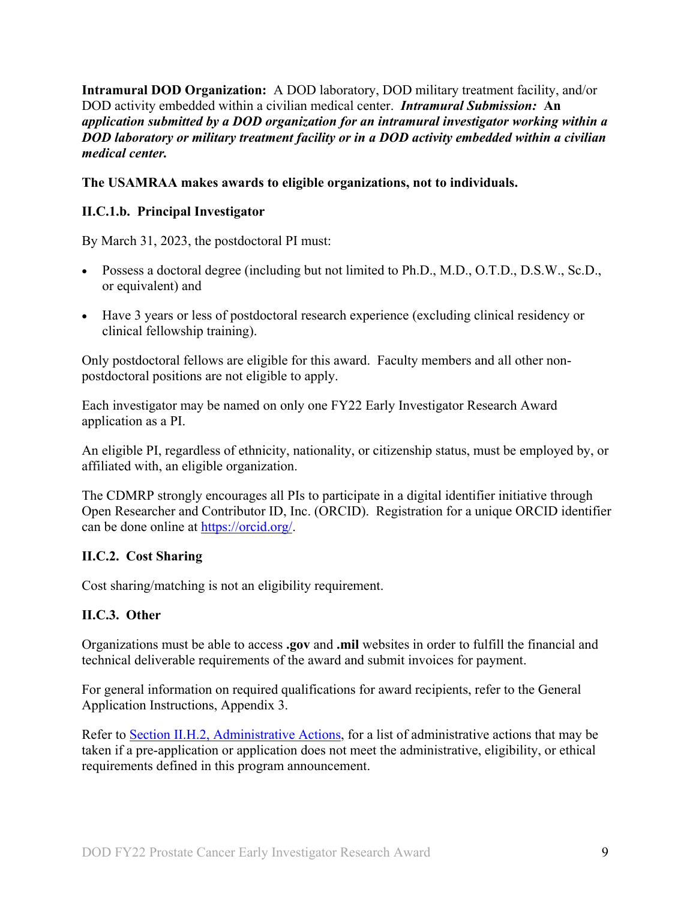**Intramural DOD Organization:** A DOD laboratory, DOD military treatment facility, and/or DOD activity embedded within a civilian medical center. ***Intramural Submission:* An *application submitted by a DOD organization for an intramural investigator working within a DOD laboratory or military treatment facility or in a DOD activity embedded within a civilian medical center.***

**The USAMRAA makes awards to eligible organizations, not to individuals.**

#### II.C.1.b. Principal Investigator

By March 31, 2023, the postdoctoral PI must:

- Possess a doctoral degree (including but not limited to Ph.D., M.D., O.T.D., D.S.W., Sc.D., or equivalent) and
- Have 3 years or less of postdoctoral research experience (excluding clinical residency or clinical fellowship training).

Only postdoctoral fellows are eligible for this award. Faculty members and all other non-postdoctoral positions are not eligible to apply.

Each investigator may be named on only one FY22 Early Investigator Research Award application as a PI.

An eligible PI, regardless of ethnicity, nationality, or citizenship status, must be employed by, or affiliated with, an eligible organization.

The CDMRP strongly encourages all PIs to participate in a digital identifier initiative through Open Researcher and Contributor ID, Inc. (ORCID). Registration for a unique ORCID identifier can be done online at https://orcid.org/.

### II.C.2. Cost Sharing

Cost sharing/matching is not an eligibility requirement.

### II.C.3. Other

Organizations must be able to access **.gov** and **.mil** websites in order to fulfill the financial and technical deliverable requirements of the award and submit invoices for payment.

For general information on required qualifications for award recipients, refer to the General Application Instructions, Appendix 3.

Refer to Section II.H.2, Administrative Actions, for a list of administrative actions that may be taken if a pre-application or application does not meet the administrative, eligibility, or ethical requirements defined in this program announcement.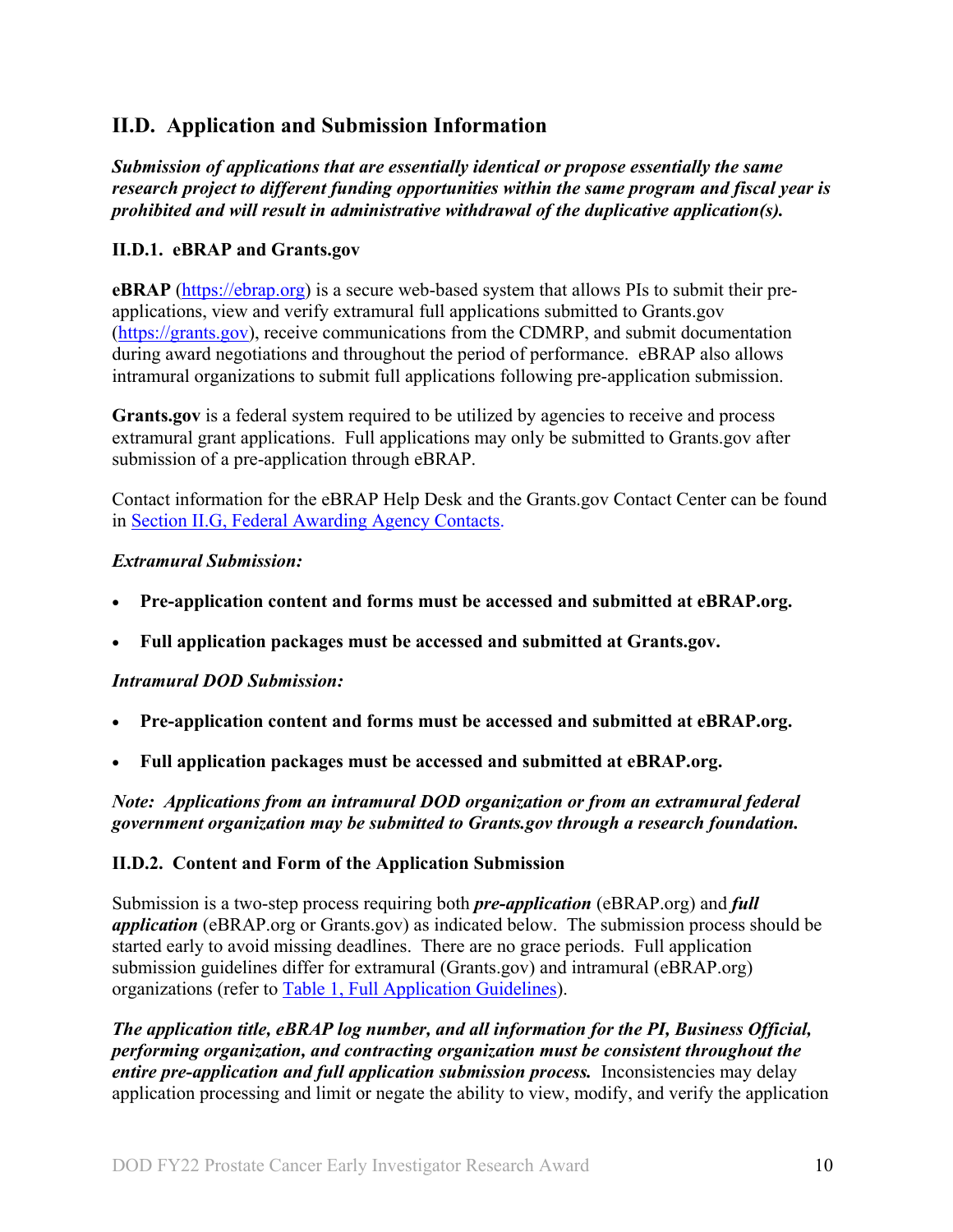## II.D. Application and Submission Information

***Submission of applications that are essentially identical or propose essentially the same research project to different funding opportunities within the same program and fiscal year is prohibited and will result in administrative withdrawal of the duplicative application(s).***

### II.D.1. eBRAP and Grants.gov

**eBRAP** (https://ebrap.org) is a secure web-based system that allows PIs to submit their pre-applications, view and verify extramural full applications submitted to Grants.gov (https://grants.gov), receive communications from the CDMRP, and submit documentation during award negotiations and throughout the period of performance. eBRAP also allows intramural organizations to submit full applications following pre-application submission.

**Grants.gov** is a federal system required to be utilized by agencies to receive and process extramural grant applications. Full applications may only be submitted to Grants.gov after submission of a pre-application through eBRAP.

Contact information for the eBRAP Help Desk and the Grants.gov Contact Center can be found in Section II.G, Federal Awarding Agency Contacts.

***Extramural Submission:***

- **Pre-application content and forms must be accessed and submitted at eBRAP.org.**
- **Full application packages must be accessed and submitted at Grants.gov.**

***Intramural DOD Submission:***

- **Pre-application content and forms must be accessed and submitted at eBRAP.org.**
- **Full application packages must be accessed and submitted at eBRAP.org.**

***Note: Applications from an intramural DOD organization or from an extramural federal government organization may be submitted to Grants.gov through a research foundation.***

### II.D.2. Content and Form of the Application Submission

Submission is a two-step process requiring both ***pre-application*** (eBRAP.org) and ***full application*** (eBRAP.org or Grants.gov) as indicated below. The submission process should be started early to avoid missing deadlines. There are no grace periods. Full application submission guidelines differ for extramural (Grants.gov) and intramural (eBRAP.org) organizations (refer to Table 1, Full Application Guidelines).

***The application title, eBRAP log number, and all information for the PI, Business Official, performing organization, and contracting organization must be consistent throughout the entire pre-application and full application submission process.*** Inconsistencies may delay application processing and limit or negate the ability to view, modify, and verify the application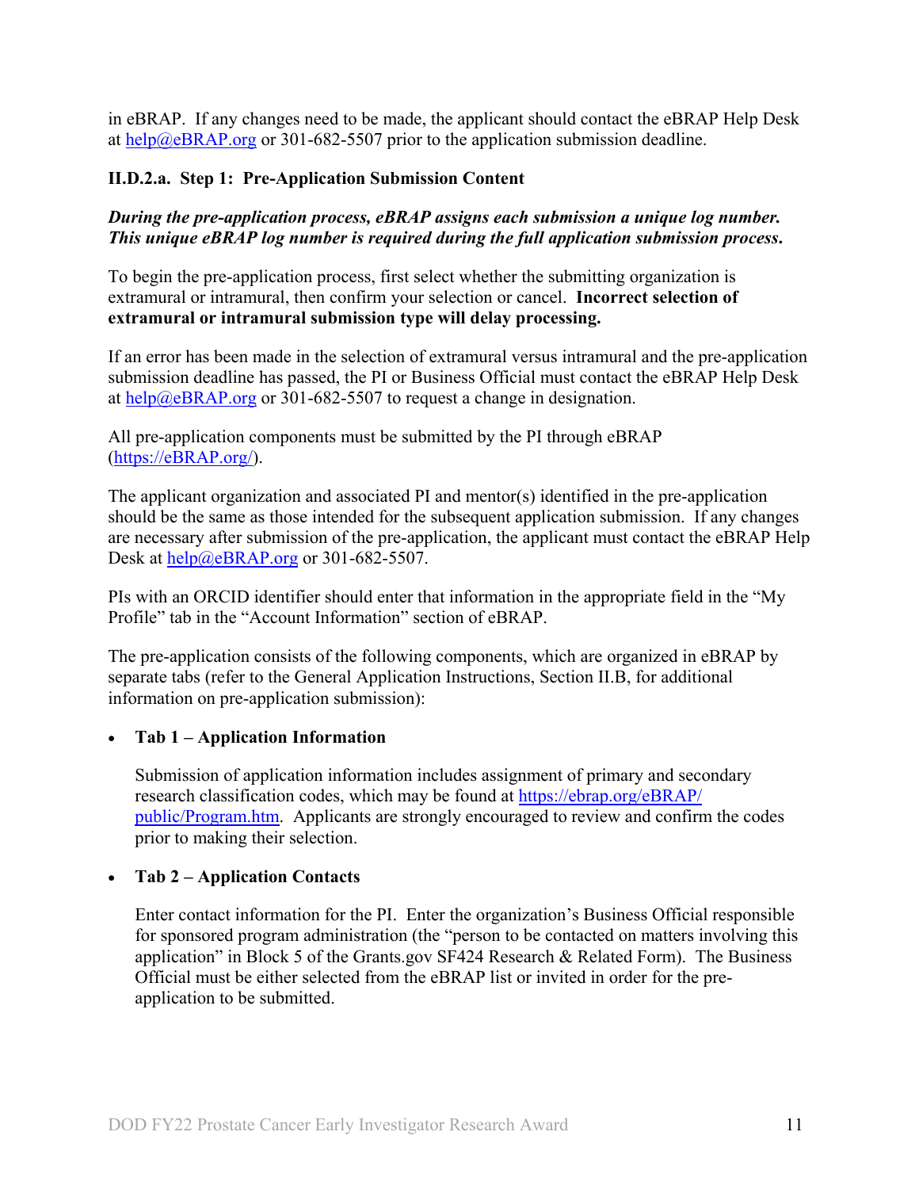in eBRAP. If any changes need to be made, the applicant should contact the eBRAP Help Desk at help@eBRAP.org or 301-682-5507 prior to the application submission deadline.

### II.D.2.a. Step 1: Pre-Application Submission Content

***During the pre-application process, eBRAP assigns each submission a unique log number. This unique eBRAP log number is required during the full application submission process.***

To begin the pre-application process, first select whether the submitting organization is extramural or intramural, then confirm your selection or cancel. **Incorrect selection of extramural or intramural submission type will delay processing.**

If an error has been made in the selection of extramural versus intramural and the pre-application submission deadline has passed, the PI or Business Official must contact the eBRAP Help Desk at help@eBRAP.org or 301-682-5507 to request a change in designation.

All pre-application components must be submitted by the PI through eBRAP (https://eBRAP.org/).

The applicant organization and associated PI and mentor(s) identified in the pre-application should be the same as those intended for the subsequent application submission. If any changes are necessary after submission of the pre-application, the applicant must contact the eBRAP Help Desk at help@eBRAP.org or 301-682-5507.

PIs with an ORCID identifier should enter that information in the appropriate field in the "My Profile" tab in the "Account Information" section of eBRAP.

The pre-application consists of the following components, which are organized in eBRAP by separate tabs (refer to the General Application Instructions, Section II.B, for additional information on pre-application submission):

- **Tab 1 – Application Information**

  Submission of application information includes assignment of primary and secondary research classification codes, which may be found at https://ebrap.org/eBRAP/public/Program.htm. Applicants are strongly encouraged to review and confirm the codes prior to making their selection.

- **Tab 2 – Application Contacts**

  Enter contact information for the PI. Enter the organization's Business Official responsible for sponsored program administration (the "person to be contacted on matters involving this application" in Block 5 of the Grants.gov SF424 Research & Related Form). The Business Official must be either selected from the eBRAP list or invited in order for the pre-application to be submitted.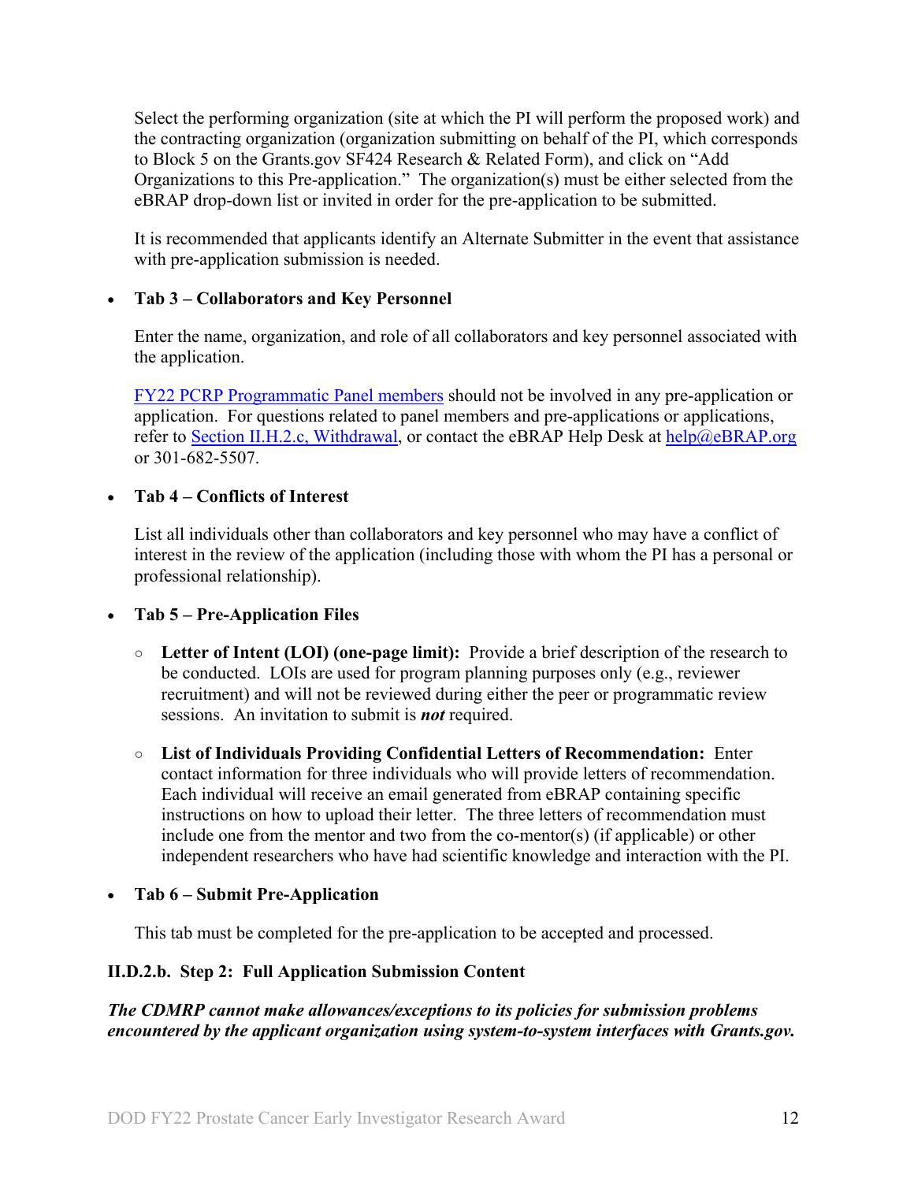Select the performing organization (site at which the PI will perform the proposed work) and the contracting organization (organization submitting on behalf of the PI, which corresponds to Block 5 on the Grants.gov SF424 Research & Related Form), and click on "Add Organizations to this Pre-application." The organization(s) must be either selected from the eBRAP drop-down list or invited in order for the pre-application to be submitted.

It is recommended that applicants identify an Alternate Submitter in the event that assistance with pre-application submission is needed.

- **Tab 3 – Collaborators and Key Personnel**

  Enter the name, organization, and role of all collaborators and key personnel associated with the application.

  FY22 PCRP Programmatic Panel members should not be involved in any pre-application or application. For questions related to panel members and pre-applications or applications, refer to Section II.H.2.c, Withdrawal, or contact the eBRAP Help Desk at help@eBRAP.org or 301-682-5507.

- **Tab 4 – Conflicts of Interest**

  List all individuals other than collaborators and key personnel who may have a conflict of interest in the review of the application (including those with whom the PI has a personal or professional relationship).

- **Tab 5 – Pre-Application Files**

  - **Letter of Intent (LOI) (one-page limit):** Provide a brief description of the research to be conducted. LOIs are used for program planning purposes only (e.g., reviewer recruitment) and will not be reviewed during either the peer or programmatic review sessions. An invitation to submit is ***not*** required.

  - **List of Individuals Providing Confidential Letters of Recommendation:** Enter contact information for three individuals who will provide letters of recommendation. Each individual will receive an email generated from eBRAP containing specific instructions on how to upload their letter. The three letters of recommendation must include one from the mentor and two from the co-mentor(s) (if applicable) or other independent researchers who have had scientific knowledge and interaction with the PI.

- **Tab 6 – Submit Pre-Application**

  This tab must be completed for the pre-application to be accepted and processed.

#### II.D.2.b. Step 2: Full Application Submission Content

***The CDMRP cannot make allowances/exceptions to its policies for submission problems encountered by the applicant organization using system-to-system interfaces with Grants.gov.***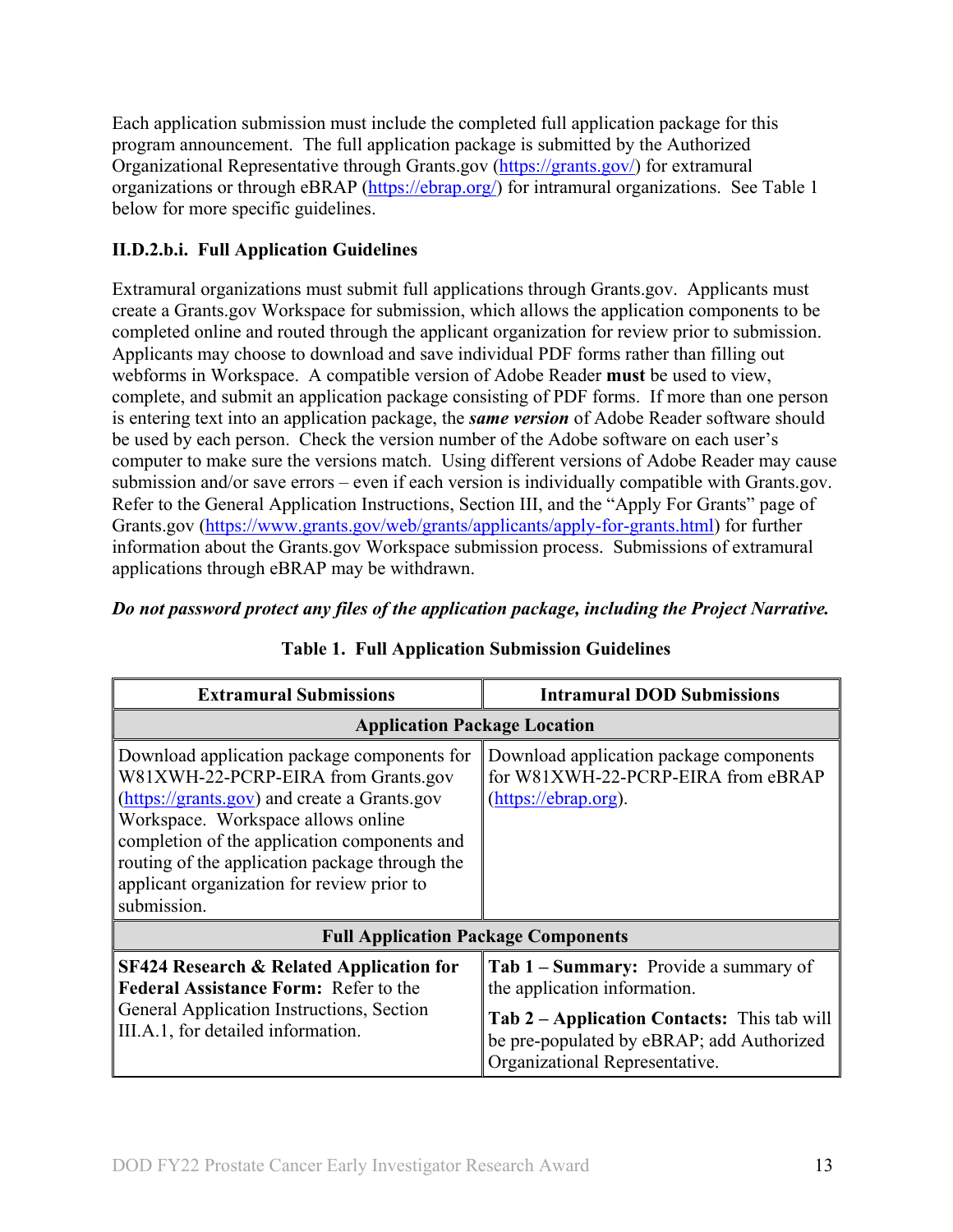Each application submission must include the completed full application package for this program announcement. The full application package is submitted by the Authorized Organizational Representative through Grants.gov (https://grants.gov/) for extramural organizations or through eBRAP (https://ebrap.org/) for intramural organizations. See Table 1 below for more specific guidelines.

#### II.D.2.b.i. Full Application Guidelines

Extramural organizations must submit full applications through Grants.gov. Applicants must create a Grants.gov Workspace for submission, which allows the application components to be completed online and routed through the applicant organization for review prior to submission. Applicants may choose to download and save individual PDF forms rather than filling out webforms in Workspace. A compatible version of Adobe Reader **must** be used to view, complete, and submit an application package consisting of PDF forms. If more than one person is entering text into an application package, the ***same version*** of Adobe Reader software should be used by each person. Check the version number of the Adobe software on each user's computer to make sure the versions match. Using different versions of Adobe Reader may cause submission and/or save errors – even if each version is individually compatible with Grants.gov. Refer to the General Application Instructions, Section III, and the "Apply For Grants" page of Grants.gov (https://www.grants.gov/web/grants/applicants/apply-for-grants.html) for further information about the Grants.gov Workspace submission process. Submissions of extramural applications through eBRAP may be withdrawn.

***Do not password protect any files of the application package, including the Project Narrative.***

**Table 1. Full Application Submission Guidelines**

| Extramural Submissions | Intramural DOD Submissions |
|---|---|
| **Application Package Location** | |
| Download application package components for W81XWH-22-PCRP-EIRA from Grants.gov (https://grants.gov) and create a Grants.gov Workspace. Workspace allows online completion of the application components and routing of the application package through the applicant organization for review prior to submission. | Download application package components for W81XWH-22-PCRP-EIRA from eBRAP (https://ebrap.org). |
| **Full Application Package Components** | |
| **SF424 Research & Related Application for Federal Assistance Form:** Refer to the General Application Instructions, Section III.A.1, for detailed information. | **Tab 1 – Summary:** Provide a summary of the application information.<br><br>**Tab 2 – Application Contacts:** This tab will be pre-populated by eBRAP; add Authorized Organizational Representative. |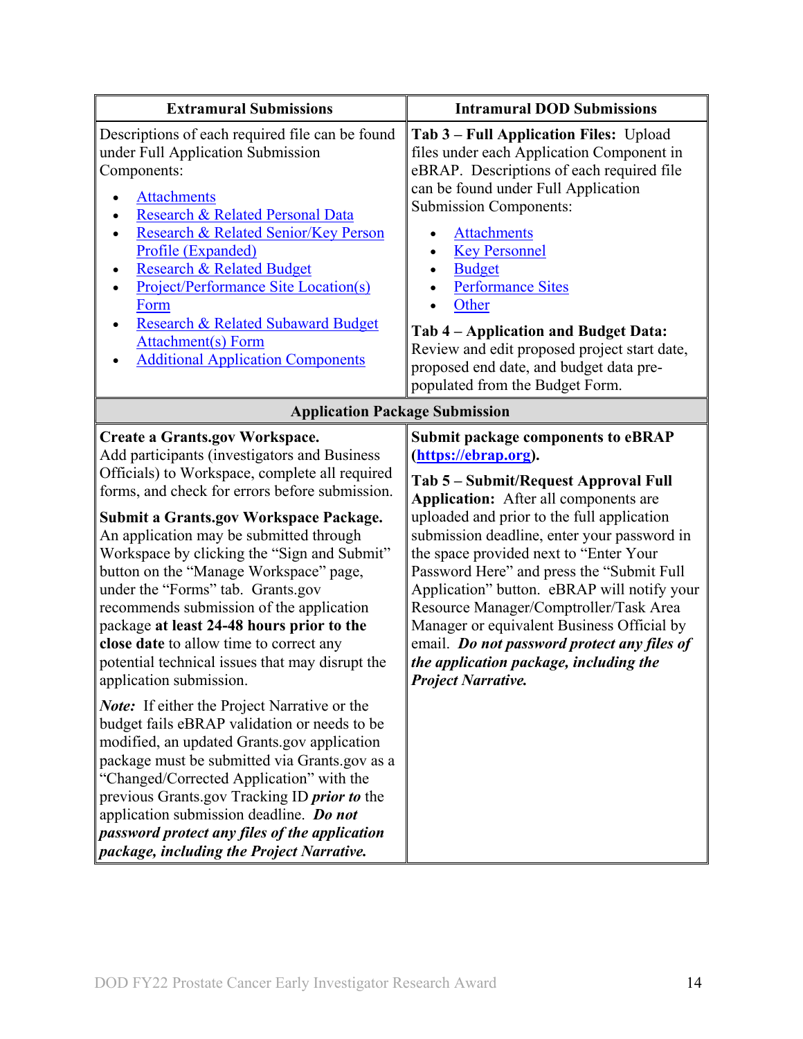| Extramural Submissions | Intramural DOD Submissions |
|---|---|
| Descriptions of each required file can be found under Full Application Submission Components:<br>• Attachments<br>• Research & Related Personal Data<br>• Research & Related Senior/Key Person Profile (Expanded)<br>• Research & Related Budget<br>• Project/Performance Site Location(s) Form<br>• Research & Related Subaward Budget Attachment(s) Form<br>• Additional Application Components | **Tab 3 – Full Application Files:** Upload files under each Application Component in eBRAP. Descriptions of each required file can be found under Full Application Submission Components:<br>• Attachments<br>• Key Personnel<br>• Budget<br>• Performance Sites<br>• Other<br><br>**Tab 4 – Application and Budget Data:** Review and edit proposed project start date, proposed end date, and budget data pre-populated from the Budget Form. |
| **Application Package Submission** | |
| **Create a Grants.gov Workspace.** Add participants (investigators and Business Officials) to Workspace, complete all required forms, and check for errors before submission.<br><br>**Submit a Grants.gov Workspace Package.** An application may be submitted through Workspace by clicking the "Sign and Submit" button on the "Manage Workspace" page, under the "Forms" tab. Grants.gov recommends submission of the application package **at least 24-48 hours prior to the close date** to allow time to correct any potential technical issues that may disrupt the application submission.<br><br>***Note:*** If either the Project Narrative or the budget fails eBRAP validation or needs to be modified, an updated Grants.gov application package must be submitted via Grants.gov as a "Changed/Corrected Application" with the previous Grants.gov Tracking ID ***prior to*** the application submission deadline. ***Do not password protect any files of the application package, including the Project Narrative.*** | **Submit package components to eBRAP (https://ebrap.org).**<br><br>**Tab 5 – Submit/Request Approval Full Application:** After all components are uploaded and prior to the full application submission deadline, enter your password in the space provided next to "Enter Your Password Here" and press the "Submit Full Application" button. eBRAP will notify your Resource Manager/Comptroller/Task Area Manager or equivalent Business Official by email. ***Do not password protect any files of the application package, including the Project Narrative.*** |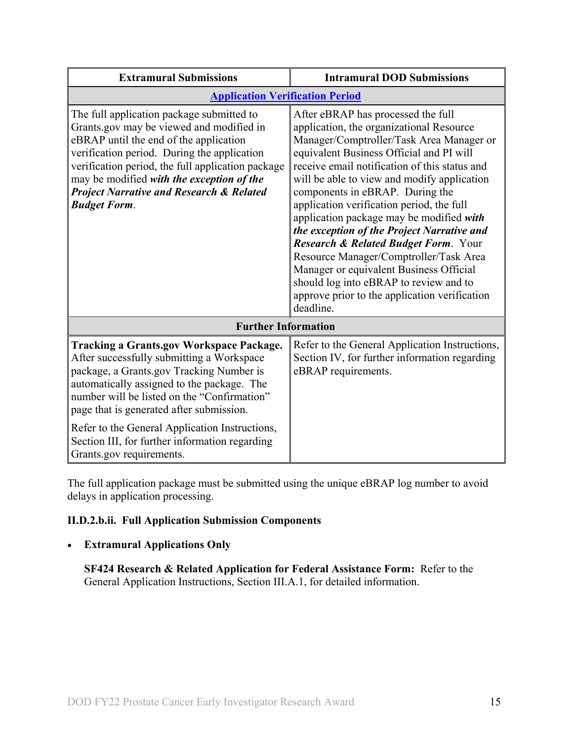| Extramural Submissions | Intramural DOD Submissions |
|---|---|
| **Application Verification Period** | |
| The full application package submitted to Grants.gov may be viewed and modified in eBRAP until the end of the application verification period. During the application verification period, the full application package may be modified ***with the exception of the Project Narrative and Research & Related Budget Form***. | After eBRAP has processed the full application, the organizational Resource Manager/Comptroller/Task Area Manager or equivalent Business Official and PI will receive email notification of this status and will be able to view and modify application components in eBRAP. During the application verification period, the full application package may be modified ***with the exception of the Project Narrative and Research & Related Budget Form***. Your Resource Manager/Comptroller/Task Area Manager or equivalent Business Official should log into eBRAP to review and to approve prior to the application verification deadline. |
| **Further Information** | |
| **Tracking a Grants.gov Workspace Package.** After successfully submitting a Workspace package, a Grants.gov Tracking Number is automatically assigned to the package. The number will be listed on the "Confirmation" page that is generated after submission.<br><br>Refer to the General Application Instructions, Section III, for further information regarding Grants.gov requirements. | Refer to the General Application Instructions, Section IV, for further information regarding eBRAP requirements. |

The full application package must be submitted using the unique eBRAP log number to avoid delays in application processing.

#### II.D.2.b.ii. Full Application Submission Components

- **Extramural Applications Only**

  **SF424 Research & Related Application for Federal Assistance Form:** Refer to the General Application Instructions, Section III.A.1, for detailed information.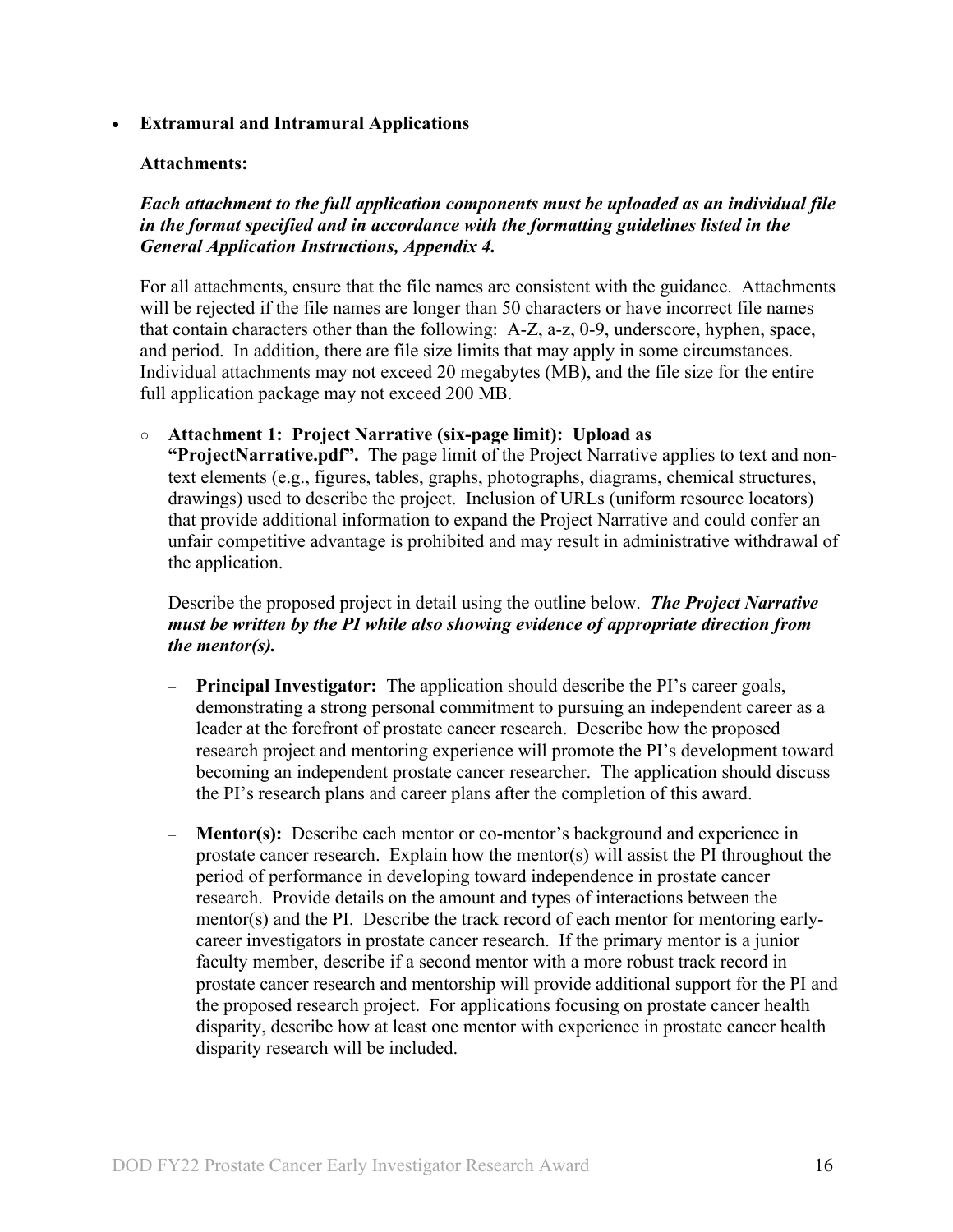- **Extramural and Intramural Applications**

  **Attachments:**

  ***Each attachment to the full application components must be uploaded as an individual file in the format specified and in accordance with the formatting guidelines listed in the General Application Instructions, Appendix 4.***

  For all attachments, ensure that the file names are consistent with the guidance. Attachments will be rejected if the file names are longer than 50 characters or have incorrect file names that contain characters other than the following: A-Z, a-z, 0-9, underscore, hyphen, space, and period. In addition, there are file size limits that may apply in some circumstances. Individual attachments may not exceed 20 megabytes (MB), and the file size for the entire full application package may not exceed 200 MB.

  - **Attachment 1: Project Narrative (six-page limit): Upload as "ProjectNarrative.pdf".** The page limit of the Project Narrative applies to text and non-text elements (e.g., figures, tables, graphs, photographs, diagrams, chemical structures, drawings) used to describe the project. Inclusion of URLs (uniform resource locators) that provide additional information to expand the Project Narrative and could confer an unfair competitive advantage is prohibited and may result in administrative withdrawal of the application.

    Describe the proposed project in detail using the outline below. ***The Project Narrative must be written by the PI while also showing evidence of appropriate direction from the mentor(s).***

    - **Principal Investigator:** The application should describe the PI's career goals, demonstrating a strong personal commitment to pursuing an independent career as a leader at the forefront of prostate cancer research. Describe how the proposed research project and mentoring experience will promote the PI's development toward becoming an independent prostate cancer researcher. The application should discuss the PI's research plans and career plans after the completion of this award.

    - **Mentor(s):** Describe each mentor or co-mentor's background and experience in prostate cancer research. Explain how the mentor(s) will assist the PI throughout the period of performance in developing toward independence in prostate cancer research. Provide details on the amount and types of interactions between the mentor(s) and the PI. Describe the track record of each mentor for mentoring early-career investigators in prostate cancer research. If the primary mentor is a junior faculty member, describe if a second mentor with a more robust track record in prostate cancer research and mentorship will provide additional support for the PI and the proposed research project. For applications focusing on prostate cancer health disparity, describe how at least one mentor with experience in prostate cancer health disparity research will be included.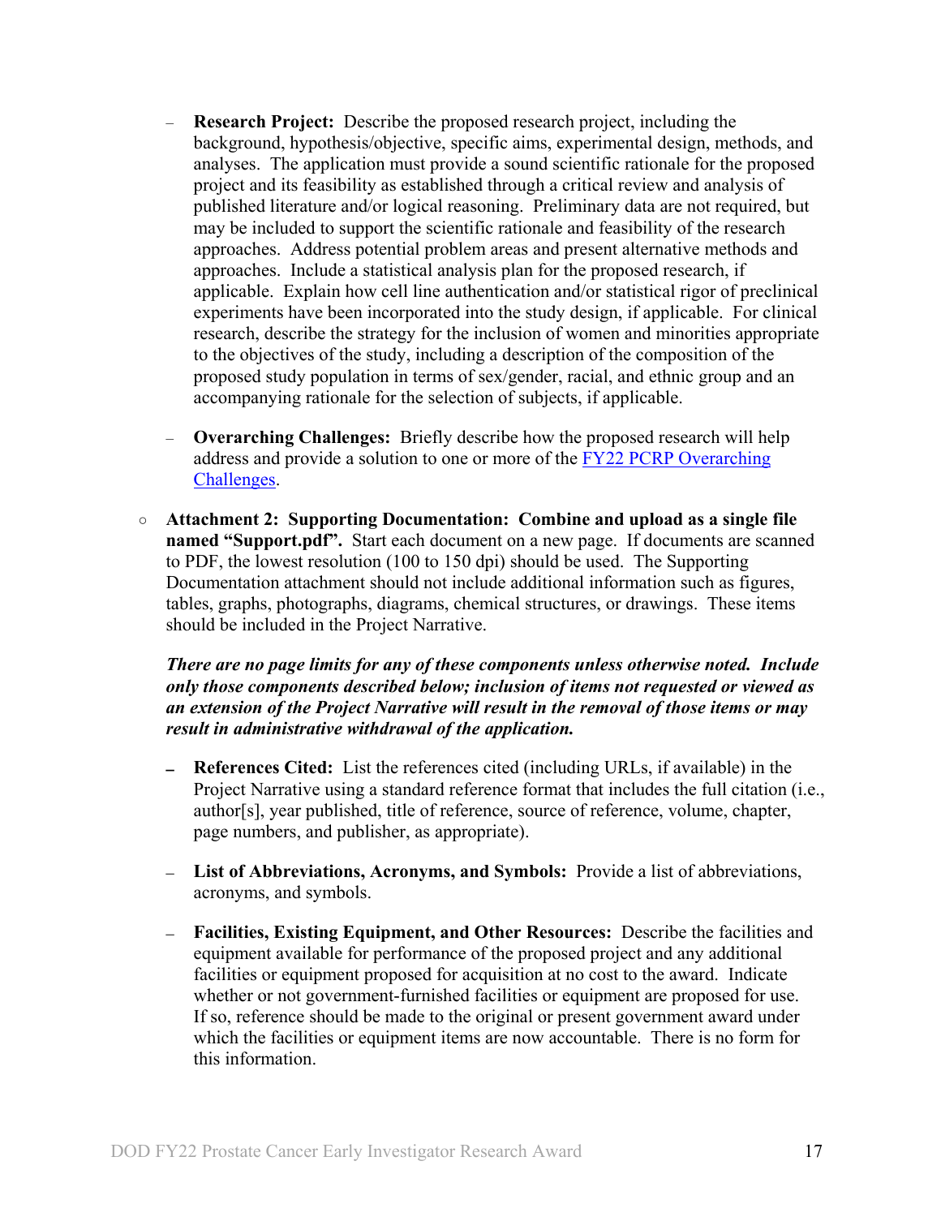- **Research Project:** Describe the proposed research project, including the background, hypothesis/objective, specific aims, experimental design, methods, and analyses. The application must provide a sound scientific rationale for the proposed project and its feasibility as established through a critical review and analysis of published literature and/or logical reasoning. Preliminary data are not required, but may be included to support the scientific rationale and feasibility of the research approaches. Address potential problem areas and present alternative methods and approaches. Include a statistical analysis plan for the proposed research, if applicable. Explain how cell line authentication and/or statistical rigor of preclinical experiments have been incorporated into the study design, if applicable. For clinical research, describe the strategy for the inclusion of women and minorities appropriate to the objectives of the study, including a description of the composition of the proposed study population in terms of sex/gender, racial, and ethnic group and an accompanying rationale for the selection of subjects, if applicable.

  - **Overarching Challenges:** Briefly describe how the proposed research will help address and provide a solution to one or more of the [FY22 PCRP Overarching Challenges](#).

- **Attachment 2: Supporting Documentation: Combine and upload as a single file named "Support.pdf".** Start each document on a new page. If documents are scanned to PDF, the lowest resolution (100 to 150 dpi) should be used. The Supporting Documentation attachment should not include additional information such as figures, tables, graphs, photographs, diagrams, chemical structures, or drawings. These items should be included in the Project Narrative.

  ***There are no page limits for any of these components unless otherwise noted. Include only those components described below; inclusion of items not requested or viewed as an extension of the Project Narrative will result in the removal of those items or may result in administrative withdrawal of the application.***

  - **References Cited:** List the references cited (including URLs, if available) in the Project Narrative using a standard reference format that includes the full citation (i.e., author[s], year published, title of reference, source of reference, volume, chapter, page numbers, and publisher, as appropriate).

  - **List of Abbreviations, Acronyms, and Symbols:** Provide a list of abbreviations, acronyms, and symbols.

  - **Facilities, Existing Equipment, and Other Resources:** Describe the facilities and equipment available for performance of the proposed project and any additional facilities or equipment proposed for acquisition at no cost to the award. Indicate whether or not government-furnished facilities or equipment are proposed for use. If so, reference should be made to the original or present government award under which the facilities or equipment items are now accountable. There is no form for this information.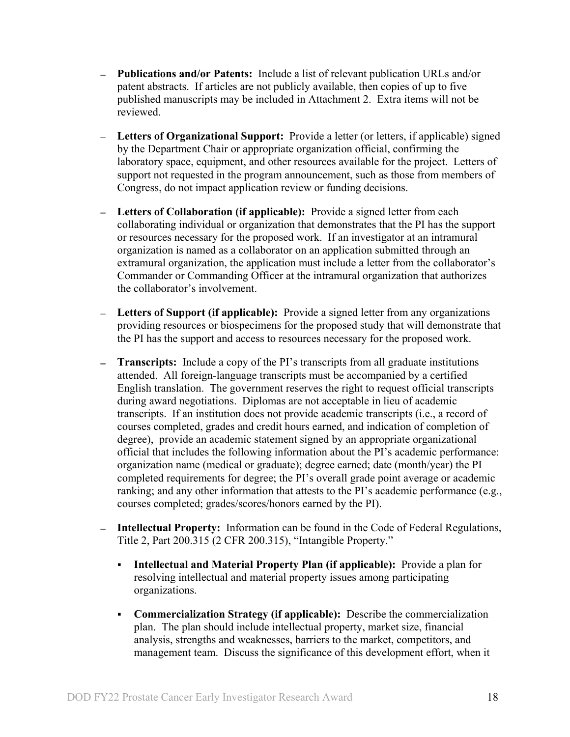- **Publications and/or Patents:** Include a list of relevant publication URLs and/or patent abstracts. If articles are not publicly available, then copies of up to five published manuscripts may be included in Attachment 2. Extra items will not be reviewed.

- **Letters of Organizational Support:** Provide a letter (or letters, if applicable) signed by the Department Chair or appropriate organization official, confirming the laboratory space, equipment, and other resources available for the project. Letters of support not requested in the program announcement, such as those from members of Congress, do not impact application review or funding decisions.

- **Letters of Collaboration (if applicable):** Provide a signed letter from each collaborating individual or organization that demonstrates that the PI has the support or resources necessary for the proposed work. If an investigator at an intramural organization is named as a collaborator on an application submitted through an extramural organization, the application must include a letter from the collaborator's Commander or Commanding Officer at the intramural organization that authorizes the collaborator's involvement.

- **Letters of Support (if applicable):** Provide a signed letter from any organizations providing resources or biospecimens for the proposed study that will demonstrate that the PI has the support and access to resources necessary for the proposed work.

- **Transcripts:** Include a copy of the PI's transcripts from all graduate institutions attended. All foreign-language transcripts must be accompanied by a certified English translation. The government reserves the right to request official transcripts during award negotiations. Diplomas are not acceptable in lieu of academic transcripts. If an institution does not provide academic transcripts (i.e., a record of courses completed, grades and credit hours earned, and indication of completion of degree), provide an academic statement signed by an appropriate organizational official that includes the following information about the PI's academic performance: organization name (medical or graduate); degree earned; date (month/year) the PI completed requirements for degree; the PI's overall grade point average or academic ranking; and any other information that attests to the PI's academic performance (e.g., courses completed; grades/scores/honors earned by the PI).

- **Intellectual Property:** Information can be found in the Code of Federal Regulations, Title 2, Part 200.315 (2 CFR 200.315), "Intangible Property."

  - **Intellectual and Material Property Plan (if applicable):** Provide a plan for resolving intellectual and material property issues among participating organizations.

  - **Commercialization Strategy (if applicable):** Describe the commercialization plan. The plan should include intellectual property, market size, financial analysis, strengths and weaknesses, barriers to the market, competitors, and management team. Discuss the significance of this development effort, when it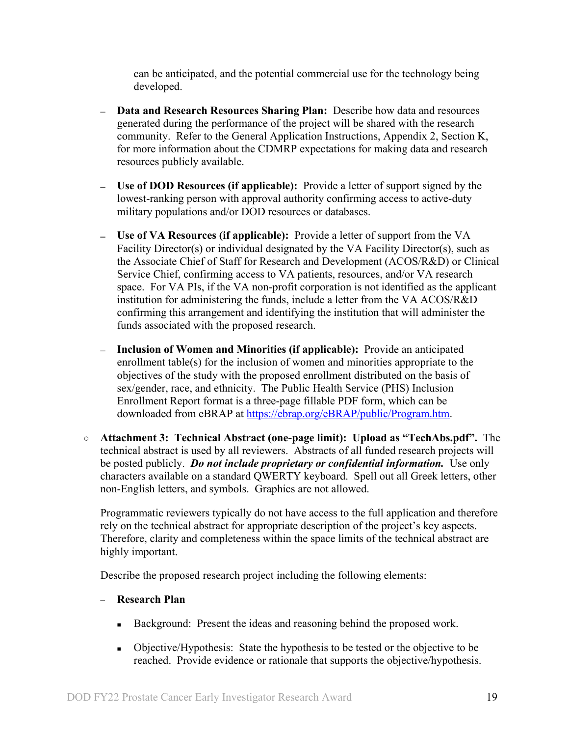can be anticipated, and the potential commercial use for the technology being developed.

- **Data and Research Resources Sharing Plan:** Describe how data and resources generated during the performance of the project will be shared with the research community. Refer to the General Application Instructions, Appendix 2, Section K, for more information about the CDMRP expectations for making data and research resources publicly available.

- **Use of DOD Resources (if applicable):** Provide a letter of support signed by the lowest-ranking person with approval authority confirming access to active-duty military populations and/or DOD resources or databases.

- **Use of VA Resources (if applicable):** Provide a letter of support from the VA Facility Director(s) or individual designated by the VA Facility Director(s), such as the Associate Chief of Staff for Research and Development (ACOS/R&D) or Clinical Service Chief, confirming access to VA patients, resources, and/or VA research space. For VA PIs, if the VA non-profit corporation is not identified as the applicant institution for administering the funds, include a letter from the VA ACOS/R&D confirming this arrangement and identifying the institution that will administer the funds associated with the proposed research.

- **Inclusion of Women and Minorities (if applicable):** Provide an anticipated enrollment table(s) for the inclusion of women and minorities appropriate to the objectives of the study with the proposed enrollment distributed on the basis of sex/gender, race, and ethnicity. The Public Health Service (PHS) Inclusion Enrollment Report format is a three-page fillable PDF form, which can be downloaded from eBRAP at [https://ebrap.org/eBRAP/public/Program.htm](https://ebrap.org/eBRAP/public/Program.htm).

○ **Attachment 3: Technical Abstract (one-page limit): Upload as "TechAbs.pdf".** The technical abstract is used by all reviewers. Abstracts of all funded research projects will be posted publicly. ***Do not include proprietary or confidential information.*** Use only characters available on a standard QWERTY keyboard. Spell out all Greek letters, other non-English letters, and symbols. Graphics are not allowed.

Programmatic reviewers typically do not have access to the full application and therefore rely on the technical abstract for appropriate description of the project's key aspects. Therefore, clarity and completeness within the space limits of the technical abstract are highly important.

Describe the proposed research project including the following elements:

- **Research Plan**
  - Background: Present the ideas and reasoning behind the proposed work.
  - Objective/Hypothesis: State the hypothesis to be tested or the objective to be reached. Provide evidence or rationale that supports the objective/hypothesis.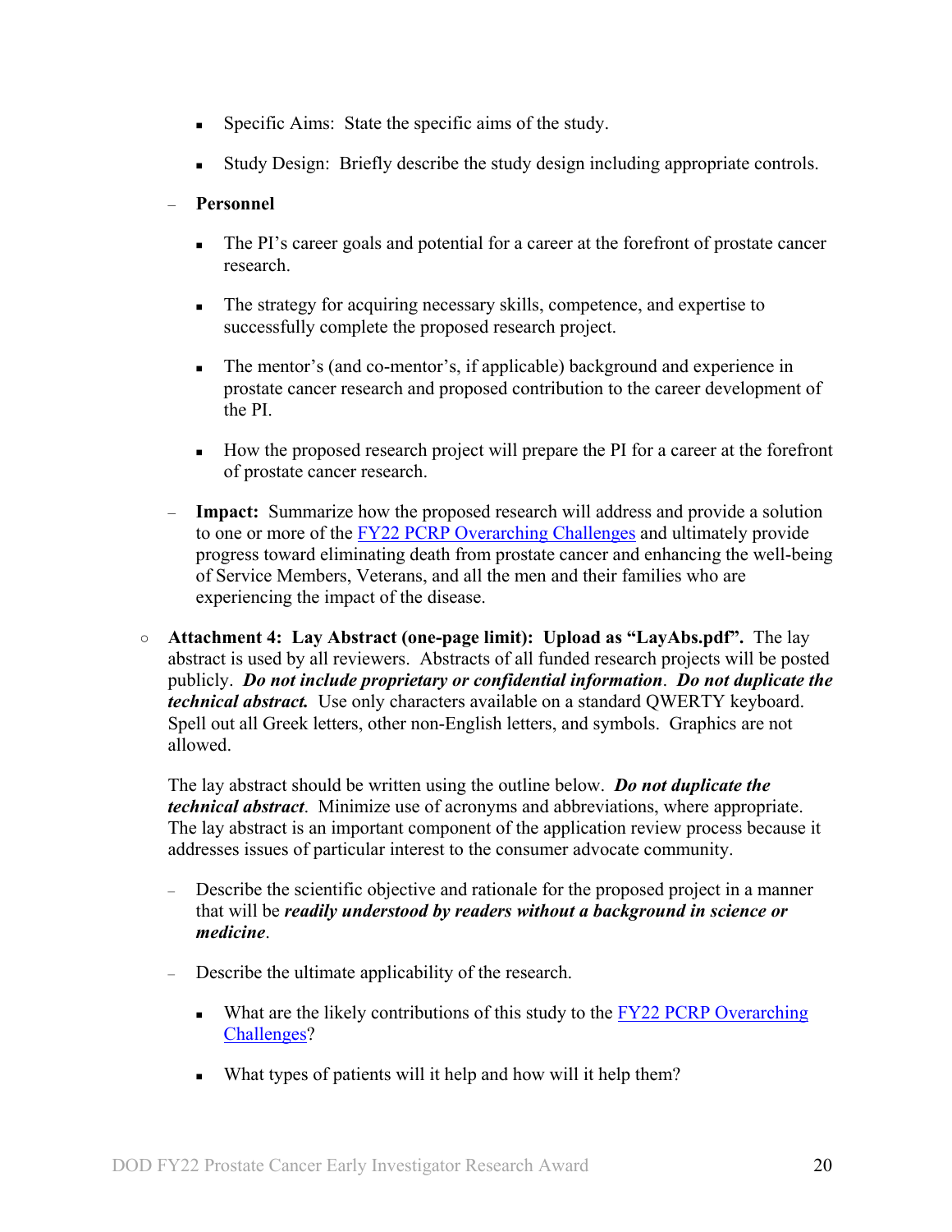- Specific Aims: State the specific aims of the study.
    - Study Design: Briefly describe the study design including appropriate controls.
  - **Personnel**
    - The PI's career goals and potential for a career at the forefront of prostate cancer research.
    - The strategy for acquiring necessary skills, competence, and expertise to successfully complete the proposed research project.
    - The mentor's (and co-mentor's, if applicable) background and experience in prostate cancer research and proposed contribution to the career development of the PI.
    - How the proposed research project will prepare the PI for a career at the forefront of prostate cancer research.
  - **Impact:** Summarize how the proposed research will address and provide a solution to one or more of the [FY22 PCRP Overarching Challenges]() and ultimately provide progress toward eliminating death from prostate cancer and enhancing the well-being of Service Members, Veterans, and all the men and their families who are experiencing the impact of the disease.

- **Attachment 4: Lay Abstract (one-page limit): Upload as "LayAbs.pdf".** The lay abstract is used by all reviewers. Abstracts of all funded research projects will be posted publicly. ***Do not include proprietary or confidential information***. ***Do not duplicate the technical abstract.*** Use only characters available on a standard QWERTY keyboard. Spell out all Greek letters, other non-English letters, and symbols. Graphics are not allowed.

  The lay abstract should be written using the outline below. ***Do not duplicate the technical abstract***. Minimize use of acronyms and abbreviations, where appropriate. The lay abstract is an important component of the application review process because it addresses issues of particular interest to the consumer advocate community.

  - Describe the scientific objective and rationale for the proposed project in a manner that will be ***readily understood by readers without a background in science or medicine***.
  - Describe the ultimate applicability of the research.
    - What are the likely contributions of this study to the [FY22 PCRP Overarching Challenges]()?
    - What types of patients will it help and how will it help them?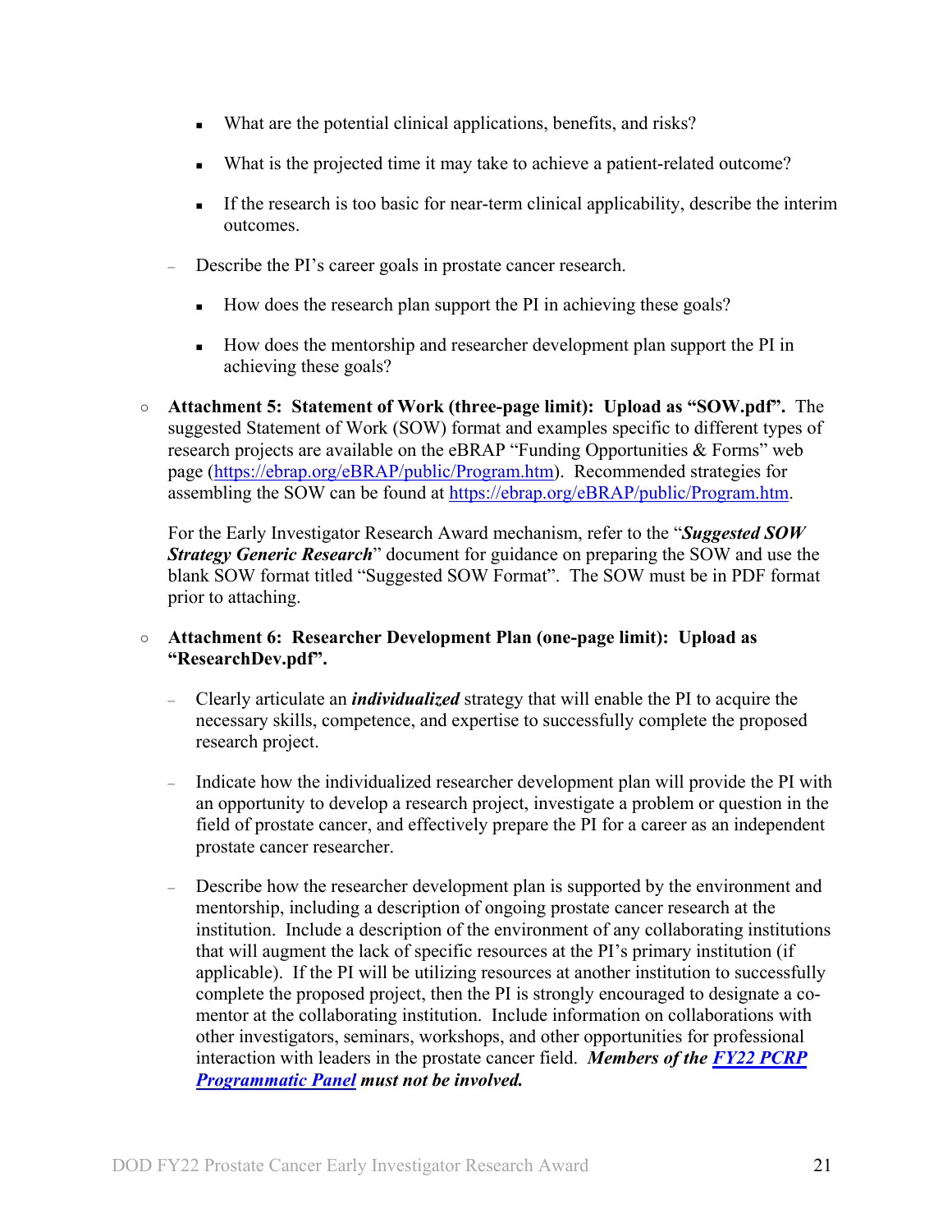- What are the potential clinical applications, benefits, and risks?
        - What is the projected time it may take to achieve a patient-related outcome?
        - If the research is too basic for near-term clinical applicability, describe the interim outcomes.
    - Describe the PI's career goals in prostate cancer research.
        - How does the research plan support the PI in achieving these goals?
        - How does the mentorship and researcher development plan support the PI in achieving these goals?

- **Attachment 5: Statement of Work (three-page limit): Upload as "SOW.pdf".** The suggested Statement of Work (SOW) format and examples specific to different types of research projects are available on the eBRAP "Funding Opportunities & Forms" web page ([https://ebrap.org/eBRAP/public/Program.htm](https://ebrap.org/eBRAP/public/Program.htm)). Recommended strategies for assembling the SOW can be found at [https://ebrap.org/eBRAP/public/Program.htm](https://ebrap.org/eBRAP/public/Program.htm).

  For the Early Investigator Research Award mechanism, refer to the "***Suggested SOW Strategy Generic Research***" document for guidance on preparing the SOW and use the blank SOW format titled "Suggested SOW Format". The SOW must be in PDF format prior to attaching.

- **Attachment 6: Researcher Development Plan (one-page limit): Upload as "ResearchDev.pdf".**
    - Clearly articulate an ***individualized*** strategy that will enable the PI to acquire the necessary skills, competence, and expertise to successfully complete the proposed research project.
    - Indicate how the individualized researcher development plan will provide the PI with an opportunity to develop a research project, investigate a problem or question in the field of prostate cancer, and effectively prepare the PI for a career as an independent prostate cancer researcher.
    - Describe how the researcher development plan is supported by the environment and mentorship, including a description of ongoing prostate cancer research at the institution. Include a description of the environment of any collaborating institutions that will augment the lack of specific resources at the PI's primary institution (if applicable). If the PI will be utilizing resources at another institution to successfully complete the proposed project, then the PI is strongly encouraged to designate a co-mentor at the collaborating institution. Include information on collaborations with other investigators, seminars, workshops, and other opportunities for professional interaction with leaders in the prostate cancer field. ***Members of the FY22 PCRP Programmatic Panel must not be involved.***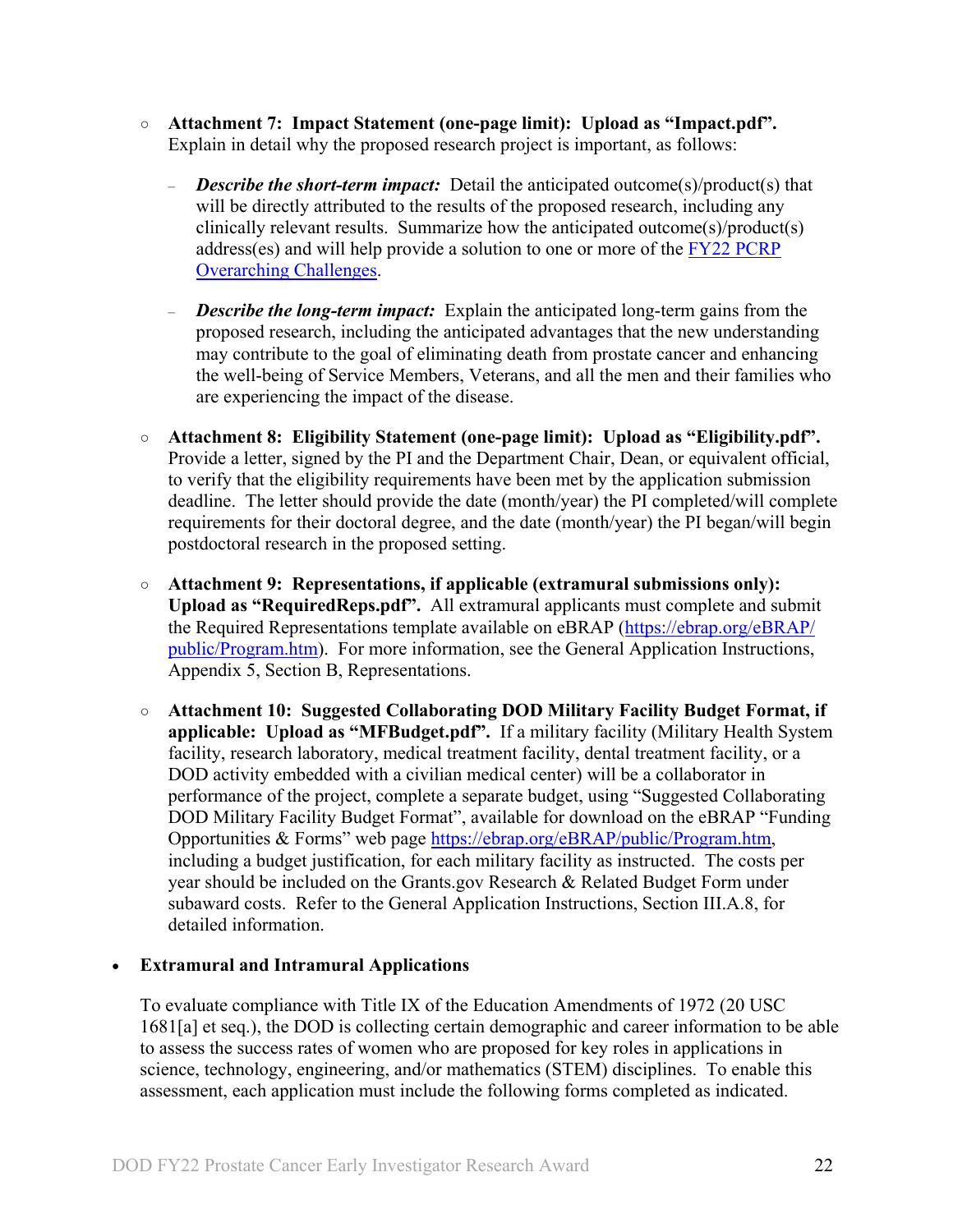- **Attachment 7: Impact Statement (one-page limit): Upload as "Impact.pdf".** Explain in detail why the proposed research project is important, as follows:

  - ***Describe the short-term impact:*** Detail the anticipated outcome(s)/product(s) that will be directly attributed to the results of the proposed research, including any clinically relevant results. Summarize how the anticipated outcome(s)/product(s) address(es) and will help provide a solution to one or more of the FY22 PCRP Overarching Challenges.

  - ***Describe the long-term impact:*** Explain the anticipated long-term gains from the proposed research, including the anticipated advantages that the new understanding may contribute to the goal of eliminating death from prostate cancer and enhancing the well-being of Service Members, Veterans, and all the men and their families who are experiencing the impact of the disease.

- **Attachment 8: Eligibility Statement (one-page limit): Upload as "Eligibility.pdf".** Provide a letter, signed by the PI and the Department Chair, Dean, or equivalent official, to verify that the eligibility requirements have been met by the application submission deadline. The letter should provide the date (month/year) the PI completed/will complete requirements for their doctoral degree, and the date (month/year) the PI began/will begin postdoctoral research in the proposed setting.

- **Attachment 9: Representations, if applicable (extramural submissions only): Upload as "RequiredReps.pdf".** All extramural applicants must complete and submit the Required Representations template available on eBRAP (https://ebrap.org/eBRAP/public/Program.htm). For more information, see the General Application Instructions, Appendix 5, Section B, Representations.

- **Attachment 10: Suggested Collaborating DOD Military Facility Budget Format, if applicable: Upload as "MFBudget.pdf".** If a military facility (Military Health System facility, research laboratory, medical treatment facility, dental treatment facility, or a DOD activity embedded with a civilian medical center) will be a collaborator in performance of the project, complete a separate budget, using "Suggested Collaborating DOD Military Facility Budget Format", available for download on the eBRAP "Funding Opportunities & Forms" web page https://ebrap.org/eBRAP/public/Program.htm, including a budget justification, for each military facility as instructed. The costs per year should be included on the Grants.gov Research & Related Budget Form under subaward costs. Refer to the General Application Instructions, Section III.A.8, for detailed information.

- **Extramural and Intramural Applications**

  To evaluate compliance with Title IX of the Education Amendments of 1972 (20 USC 1681[a] et seq.), the DOD is collecting certain demographic and career information to be able to assess the success rates of women who are proposed for key roles in applications in science, technology, engineering, and/or mathematics (STEM) disciplines. To enable this assessment, each application must include the following forms completed as indicated.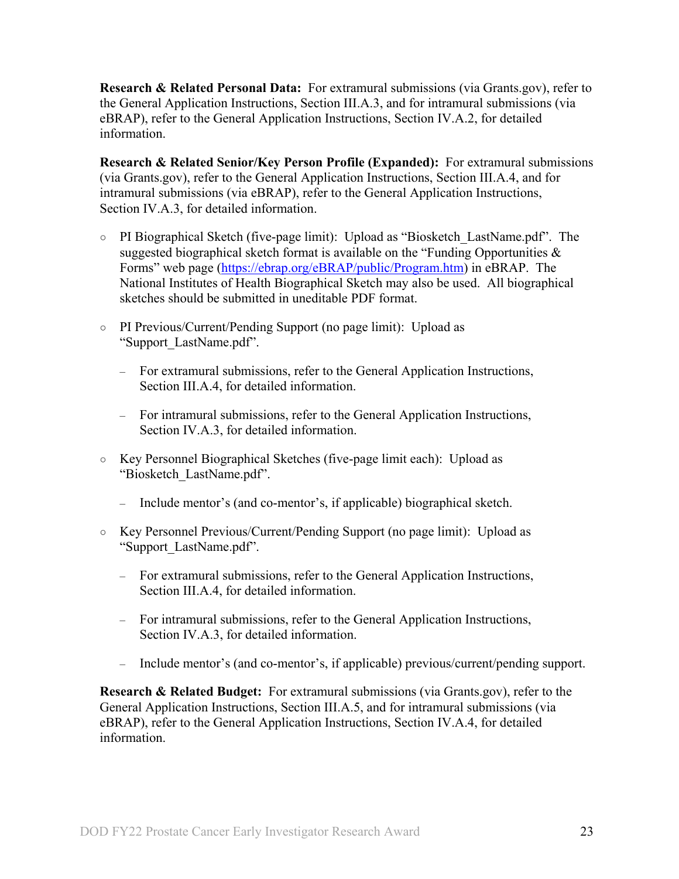**Research & Related Personal Data:** For extramural submissions (via Grants.gov), refer to the General Application Instructions, Section III.A.3, and for intramural submissions (via eBRAP), refer to the General Application Instructions, Section IV.A.2, for detailed information.

**Research & Related Senior/Key Person Profile (Expanded):** For extramural submissions (via Grants.gov), refer to the General Application Instructions, Section III.A.4, and for intramural submissions (via eBRAP), refer to the General Application Instructions, Section IV.A.3, for detailed information.

- PI Biographical Sketch (five-page limit): Upload as "Biosketch_LastName.pdf". The suggested biographical sketch format is available on the "Funding Opportunities & Forms" web page (https://ebrap.org/eBRAP/public/Program.htm) in eBRAP. The National Institutes of Health Biographical Sketch may also be used. All biographical sketches should be submitted in uneditable PDF format.

- PI Previous/Current/Pending Support (no page limit): Upload as "Support_LastName.pdf".
  - For extramural submissions, refer to the General Application Instructions, Section III.A.4, for detailed information.
  - For intramural submissions, refer to the General Application Instructions, Section IV.A.3, for detailed information.

- Key Personnel Biographical Sketches (five-page limit each): Upload as "Biosketch_LastName.pdf".
  - Include mentor's (and co-mentor's, if applicable) biographical sketch.

- Key Personnel Previous/Current/Pending Support (no page limit): Upload as "Support_LastName.pdf".
  - For extramural submissions, refer to the General Application Instructions, Section III.A.4, for detailed information.
  - For intramural submissions, refer to the General Application Instructions, Section IV.A.3, for detailed information.
  - Include mentor's (and co-mentor's, if applicable) previous/current/pending support.

**Research & Related Budget:** For extramural submissions (via Grants.gov), refer to the General Application Instructions, Section III.A.5, and for intramural submissions (via eBRAP), refer to the General Application Instructions, Section IV.A.4, for detailed information.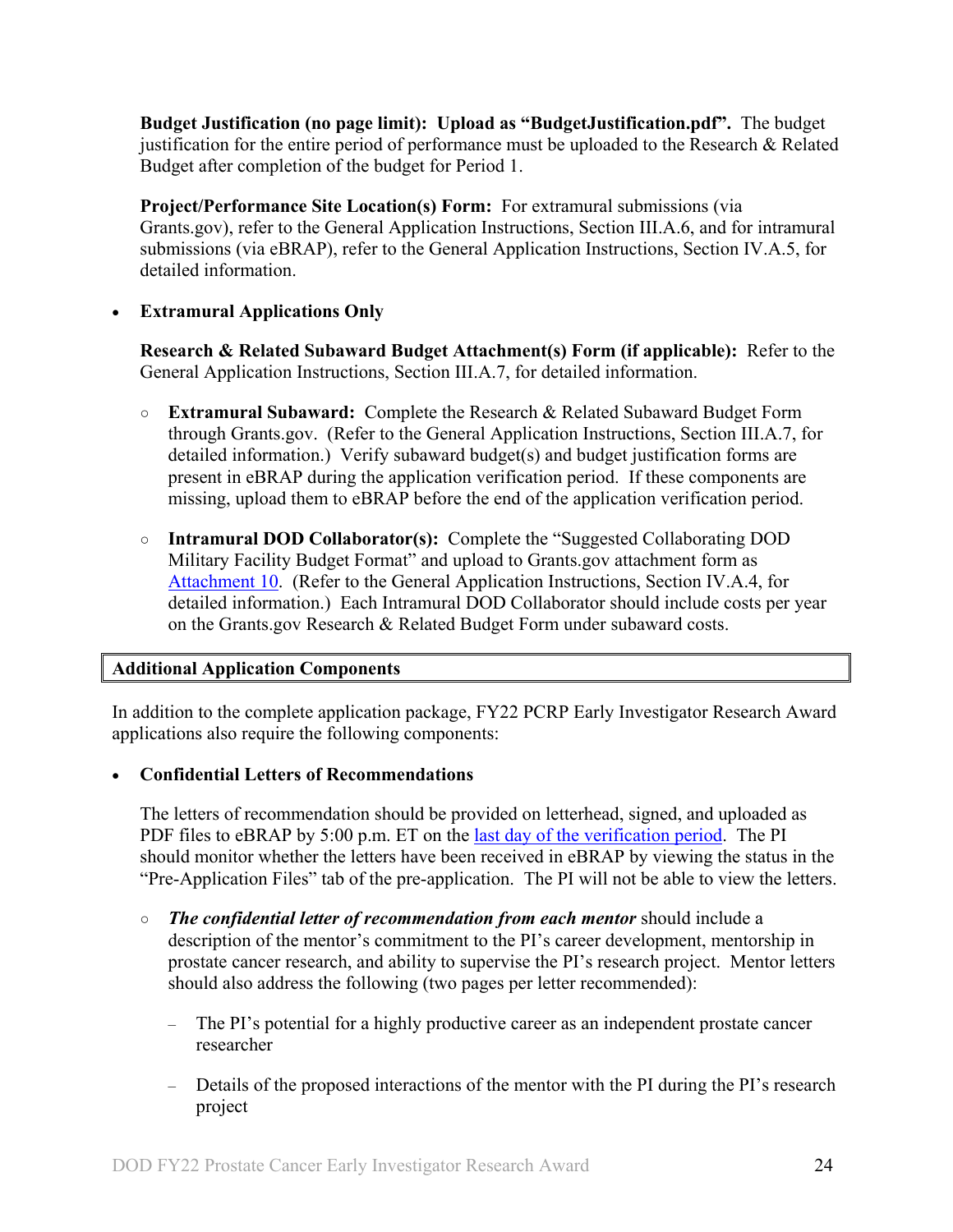**Budget Justification (no page limit): Upload as "BudgetJustification.pdf".** The budget justification for the entire period of performance must be uploaded to the Research & Related Budget after completion of the budget for Period 1.

**Project/Performance Site Location(s) Form:** For extramural submissions (via Grants.gov), refer to the General Application Instructions, Section III.A.6, and for intramural submissions (via eBRAP), refer to the General Application Instructions, Section IV.A.5, for detailed information.

- **Extramural Applications Only**

  **Research & Related Subaward Budget Attachment(s) Form (if applicable):** Refer to the General Application Instructions, Section III.A.7, for detailed information.

  - **Extramural Subaward:** Complete the Research & Related Subaward Budget Form through Grants.gov. (Refer to the General Application Instructions, Section III.A.7, for detailed information.) Verify subaward budget(s) and budget justification forms are present in eBRAP during the application verification period. If these components are missing, upload them to eBRAP before the end of the application verification period.

  - **Intramural DOD Collaborator(s):** Complete the "Suggested Collaborating DOD Military Facility Budget Format" and upload to Grants.gov attachment form as Attachment 10. (Refer to the General Application Instructions, Section IV.A.4, for detailed information.) Each Intramural DOD Collaborator should include costs per year on the Grants.gov Research & Related Budget Form under subaward costs.

## Additional Application Components

In addition to the complete application package, FY22 PCRP Early Investigator Research Award applications also require the following components:

- **Confidential Letters of Recommendations**

  The letters of recommendation should be provided on letterhead, signed, and uploaded as PDF files to eBRAP by 5:00 p.m. ET on the last day of the verification period. The PI should monitor whether the letters have been received in eBRAP by viewing the status in the "Pre-Application Files" tab of the pre-application. The PI will not be able to view the letters.

  - ***The confidential letter of recommendation from each mentor*** should include a description of the mentor's commitment to the PI's career development, mentorship in prostate cancer research, and ability to supervise the PI's research project. Mentor letters should also address the following (two pages per letter recommended):

    - The PI's potential for a highly productive career as an independent prostate cancer researcher

    - Details of the proposed interactions of the mentor with the PI during the PI's research project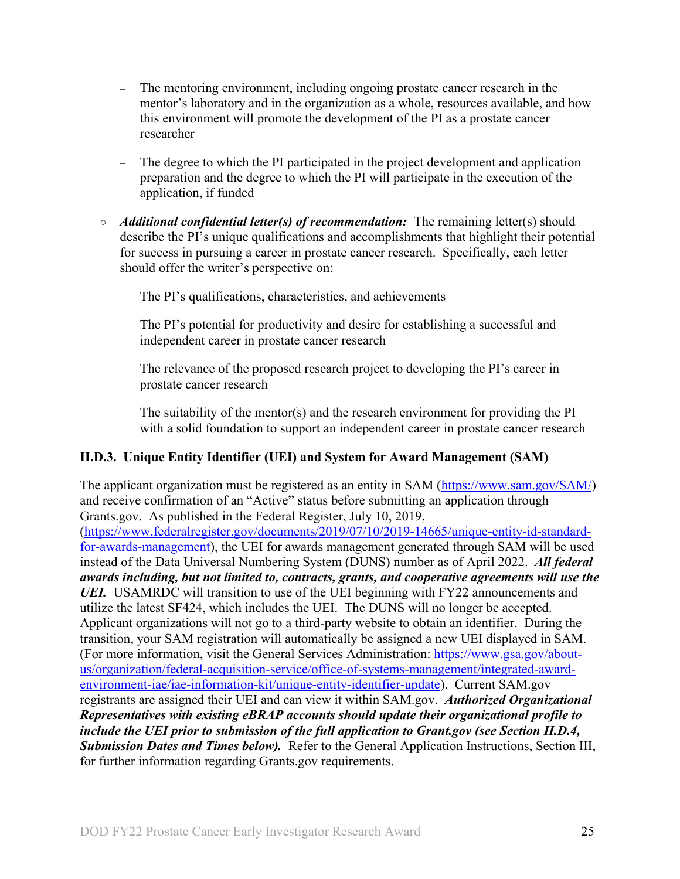- The mentoring environment, including ongoing prostate cancer research in the mentor's laboratory and in the organization as a whole, resources available, and how this environment will promote the development of the PI as a prostate cancer researcher

  - The degree to which the PI participated in the project development and application preparation and the degree to which the PI will participate in the execution of the application, if funded

- ***Additional confidential letter(s) of recommendation:*** The remaining letter(s) should describe the PI's unique qualifications and accomplishments that highlight their potential for success in pursuing a career in prostate cancer research. Specifically, each letter should offer the writer's perspective on:

  - The PI's qualifications, characteristics, and achievements

  - The PI's potential for productivity and desire for establishing a successful and independent career in prostate cancer research

  - The relevance of the proposed research project to developing the PI's career in prostate cancer research

  - The suitability of the mentor(s) and the research environment for providing the PI with a solid foundation to support an independent career in prostate cancer research

### II.D.3. Unique Entity Identifier (UEI) and System for Award Management (SAM)

The applicant organization must be registered as an entity in SAM (https://www.sam.gov/SAM/) and receive confirmation of an "Active" status before submitting an application through Grants.gov. As published in the Federal Register, July 10, 2019, (https://www.federalregister.gov/documents/2019/07/10/2019-14665/unique-entity-id-standard-for-awards-management), the UEI for awards management generated through SAM will be used instead of the Data Universal Numbering System (DUNS) number as of April 2022. ***All federal awards including, but not limited to, contracts, grants, and cooperative agreements will use the UEI.*** USAMRDC will transition to use of the UEI beginning with FY22 announcements and utilize the latest SF424, which includes the UEI. The DUNS will no longer be accepted. Applicant organizations will not go to a third-party website to obtain an identifier. During the transition, your SAM registration will automatically be assigned a new UEI displayed in SAM. (For more information, visit the General Services Administration: https://www.gsa.gov/about-us/organization/federal-acquisition-service/office-of-systems-management/integrated-award-environment-iae/iae-information-kit/unique-entity-identifier-update). Current SAM.gov registrants are assigned their UEI and can view it within SAM.gov. ***Authorized Organizational Representatives with existing eBRAP accounts should update their organizational profile to include the UEI prior to submission of the full application to Grant.gov (see Section II.D.4, Submission Dates and Times below).*** Refer to the General Application Instructions, Section III, for further information regarding Grants.gov requirements.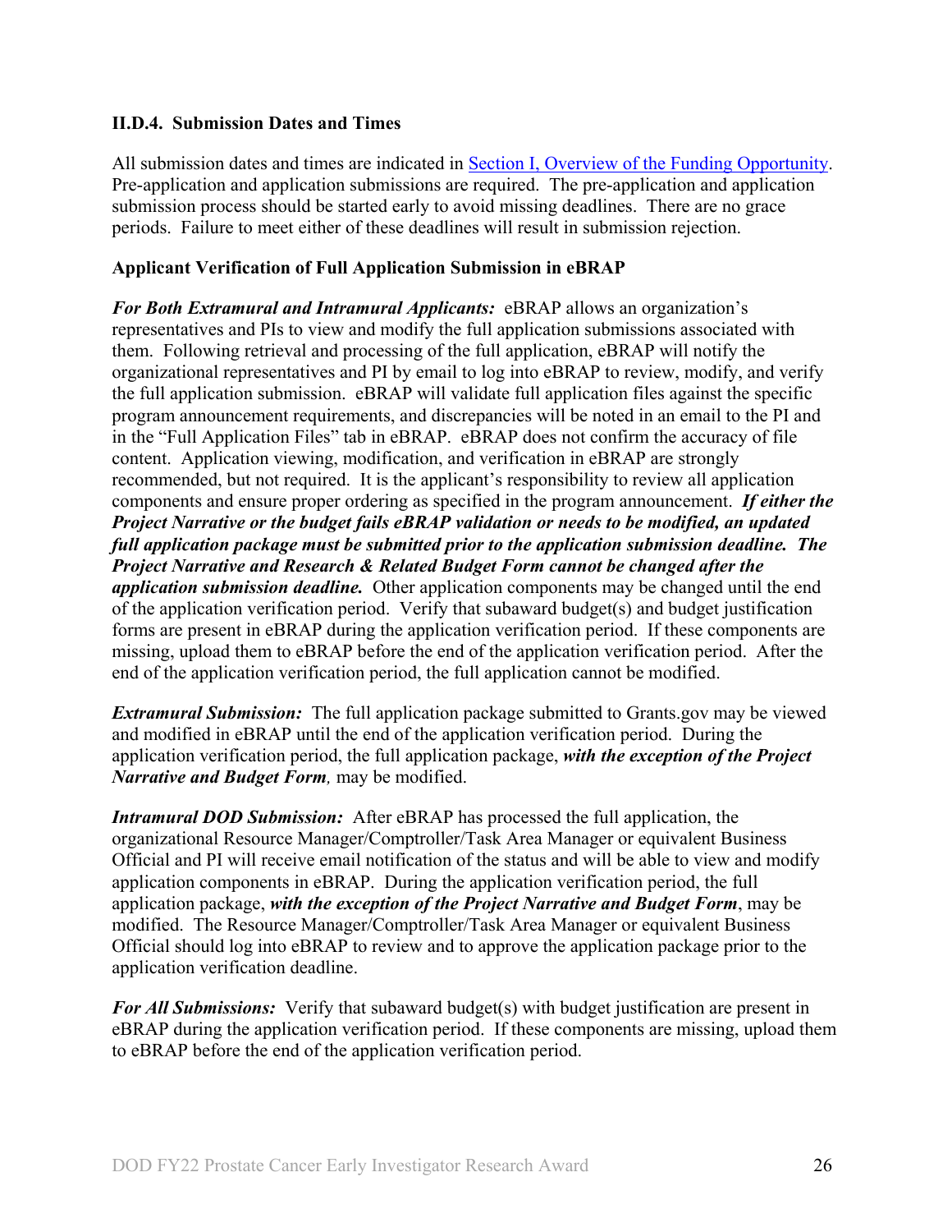### II.D.4. Submission Dates and Times

All submission dates and times are indicated in [Section I, Overview of the Funding Opportunity](#). Pre-application and application submissions are required. The pre-application and application submission process should be started early to avoid missing deadlines. There are no grace periods. Failure to meet either of these deadlines will result in submission rejection.

**Applicant Verification of Full Application Submission in eBRAP**

***For Both Extramural and Intramural Applicants:*** eBRAP allows an organization's representatives and PIs to view and modify the full application submissions associated with them. Following retrieval and processing of the full application, eBRAP will notify the organizational representatives and PI by email to log into eBRAP to review, modify, and verify the full application submission. eBRAP will validate full application files against the specific program announcement requirements, and discrepancies will be noted in an email to the PI and in the "Full Application Files" tab in eBRAP. eBRAP does not confirm the accuracy of file content. Application viewing, modification, and verification in eBRAP are strongly recommended, but not required. It is the applicant's responsibility to review all application components and ensure proper ordering as specified in the program announcement. ***If either the Project Narrative or the budget fails eBRAP validation or needs to be modified, an updated full application package must be submitted prior to the application submission deadline. The Project Narrative and Research & Related Budget Form cannot be changed after the application submission deadline.*** Other application components may be changed until the end of the application verification period. Verify that subaward budget(s) and budget justification forms are present in eBRAP during the application verification period. If these components are missing, upload them to eBRAP before the end of the application verification period. After the end of the application verification period, the full application cannot be modified.

***Extramural Submission:*** The full application package submitted to Grants.gov may be viewed and modified in eBRAP until the end of the application verification period. During the application verification period, the full application package, ***with the exception of the Project Narrative and Budget Form****,* may be modified.

***Intramural DOD Submission:*** After eBRAP has processed the full application, the organizational Resource Manager/Comptroller/Task Area Manager or equivalent Business Official and PI will receive email notification of the status and will be able to view and modify application components in eBRAP. During the application verification period, the full application package, ***with the exception of the Project Narrative and Budget Form***, may be modified. The Resource Manager/Comptroller/Task Area Manager or equivalent Business Official should log into eBRAP to review and to approve the application package prior to the application verification deadline.

***For All Submissions:*** Verify that subaward budget(s) with budget justification are present in eBRAP during the application verification period. If these components are missing, upload them to eBRAP before the end of the application verification period.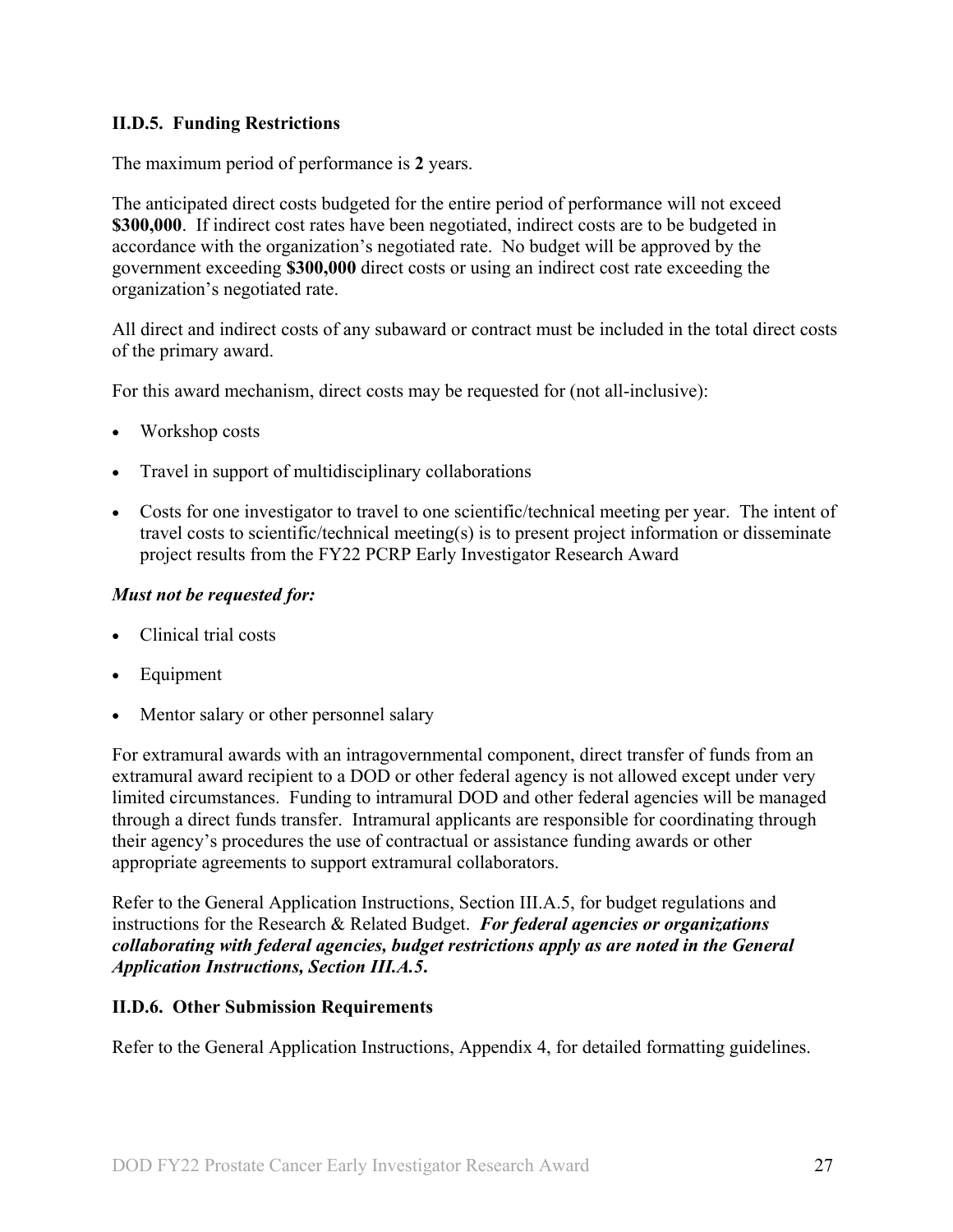### II.D.5. Funding Restrictions

The maximum period of performance is **2** years.

The anticipated direct costs budgeted for the entire period of performance will not exceed **$300,000**. If indirect cost rates have been negotiated, indirect costs are to be budgeted in accordance with the organization's negotiated rate. No budget will be approved by the government exceeding **$300,000** direct costs or using an indirect cost rate exceeding the organization's negotiated rate.

All direct and indirect costs of any subaward or contract must be included in the total direct costs of the primary award.

For this award mechanism, direct costs may be requested for (not all-inclusive):

- Workshop costs
- Travel in support of multidisciplinary collaborations
- Costs for one investigator to travel to one scientific/technical meeting per year. The intent of travel costs to scientific/technical meeting(s) is to present project information or disseminate project results from the FY22 PCRP Early Investigator Research Award

***Must not be requested for:***

- Clinical trial costs
- Equipment
- Mentor salary or other personnel salary

For extramural awards with an intragovernmental component, direct transfer of funds from an extramural award recipient to a DOD or other federal agency is not allowed except under very limited circumstances. Funding to intramural DOD and other federal agencies will be managed through a direct funds transfer. Intramural applicants are responsible for coordinating through their agency's procedures the use of contractual or assistance funding awards or other appropriate agreements to support extramural collaborators.

Refer to the General Application Instructions, Section III.A.5, for budget regulations and instructions for the Research & Related Budget. ***For federal agencies or organizations collaborating with federal agencies, budget restrictions apply as are noted in the General Application Instructions, Section III.A.5.***

### II.D.6. Other Submission Requirements

Refer to the General Application Instructions, Appendix 4, for detailed formatting guidelines.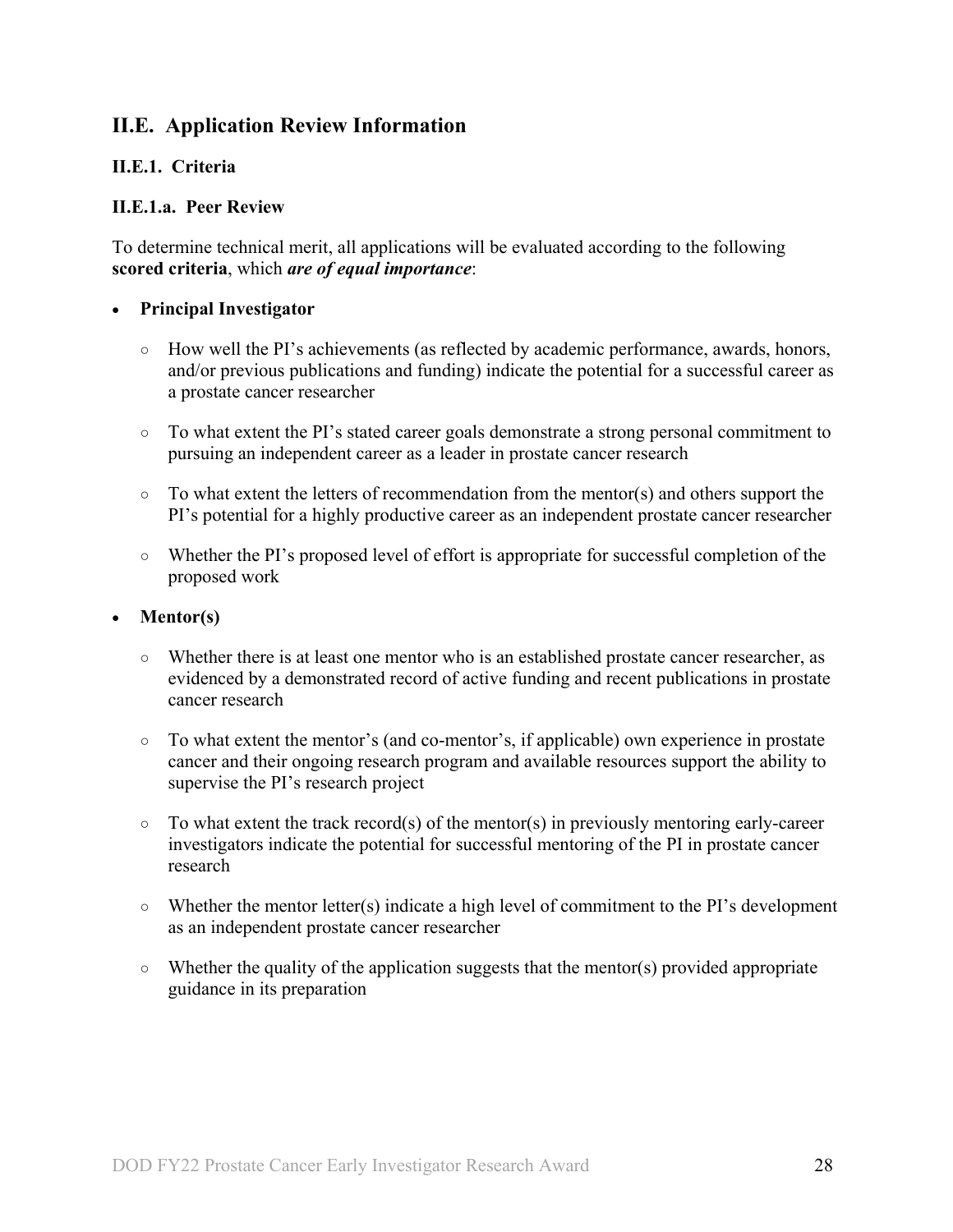## II.E. Application Review Information

### II.E.1. Criteria

#### II.E.1.a. Peer Review

To determine technical merit, all applications will be evaluated according to the following **scored criteria**, which ***are of equal importance***:

- **Principal Investigator**
  - How well the PI's achievements (as reflected by academic performance, awards, honors, and/or previous publications and funding) indicate the potential for a successful career as a prostate cancer researcher
  - To what extent the PI's stated career goals demonstrate a strong personal commitment to pursuing an independent career as a leader in prostate cancer research
  - To what extent the letters of recommendation from the mentor(s) and others support the PI's potential for a highly productive career as an independent prostate cancer researcher
  - Whether the PI's proposed level of effort is appropriate for successful completion of the proposed work
- **Mentor(s)**
  - Whether there is at least one mentor who is an established prostate cancer researcher, as evidenced by a demonstrated record of active funding and recent publications in prostate cancer research
  - To what extent the mentor's (and co-mentor's, if applicable) own experience in prostate cancer and their ongoing research program and available resources support the ability to supervise the PI's research project
  - To what extent the track record(s) of the mentor(s) in previously mentoring early-career investigators indicate the potential for successful mentoring of the PI in prostate cancer research
  - Whether the mentor letter(s) indicate a high level of commitment to the PI's development as an independent prostate cancer researcher
  - Whether the quality of the application suggests that the mentor(s) provided appropriate guidance in its preparation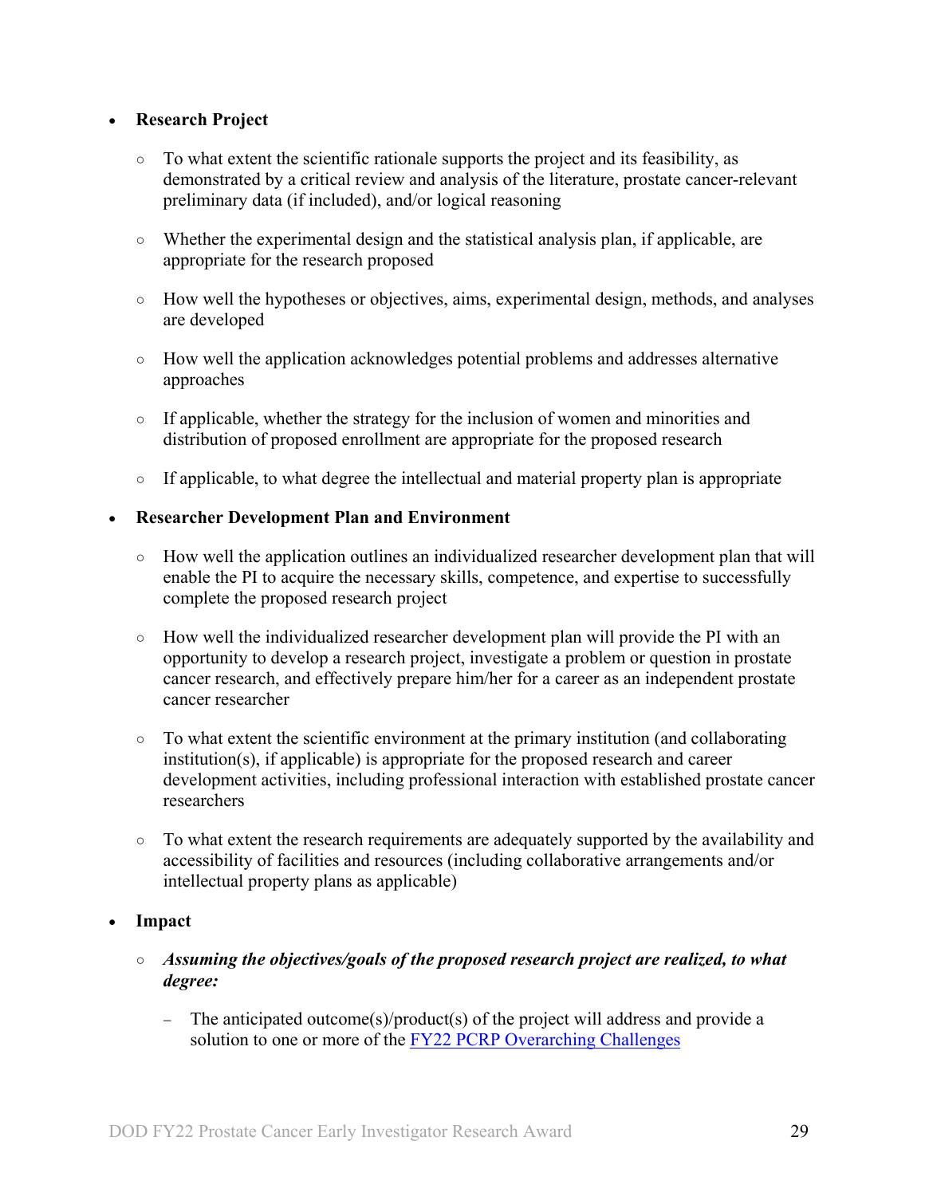- **Research Project**

  - To what extent the scientific rationale supports the project and its feasibility, as demonstrated by a critical review and analysis of the literature, prostate cancer-relevant preliminary data (if included), and/or logical reasoning

  - Whether the experimental design and the statistical analysis plan, if applicable, are appropriate for the research proposed

  - How well the hypotheses or objectives, aims, experimental design, methods, and analyses are developed

  - How well the application acknowledges potential problems and addresses alternative approaches

  - If applicable, whether the strategy for the inclusion of women and minorities and distribution of proposed enrollment are appropriate for the proposed research

  - If applicable, to what degree the intellectual and material property plan is appropriate

- **Researcher Development Plan and Environment**

  - How well the application outlines an individualized researcher development plan that will enable the PI to acquire the necessary skills, competence, and expertise to successfully complete the proposed research project

  - How well the individualized researcher development plan will provide the PI with an opportunity to develop a research project, investigate a problem or question in prostate cancer research, and effectively prepare him/her for a career as an independent prostate cancer researcher

  - To what extent the scientific environment at the primary institution (and collaborating institution(s), if applicable) is appropriate for the proposed research and career development activities, including professional interaction with established prostate cancer researchers

  - To what extent the research requirements are adequately supported by the availability and accessibility of facilities and resources (including collaborative arrangements and/or intellectual property plans as applicable)

- **Impact**

  - ***Assuming the objectives/goals of the proposed research project are realized, to what degree:***

    - The anticipated outcome(s)/product(s) of the project will address and provide a solution to one or more of the FY22 PCRP Overarching Challenges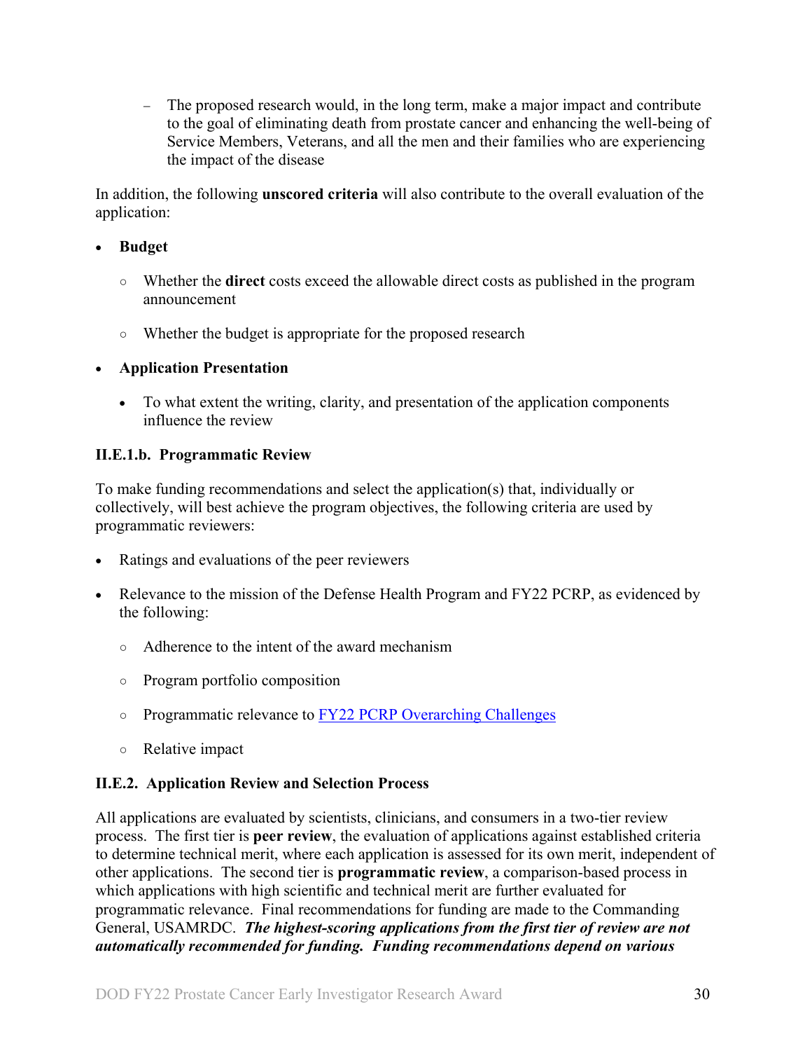- The proposed research would, in the long term, make a major impact and contribute to the goal of eliminating death from prostate cancer and enhancing the well-being of Service Members, Veterans, and all the men and their families who are experiencing the impact of the disease

In addition, the following **unscored criteria** will also contribute to the overall evaluation of the application:

- **Budget**
  - Whether the **direct** costs exceed the allowable direct costs as published in the program announcement
  - Whether the budget is appropriate for the proposed research
- **Application Presentation**
  - To what extent the writing, clarity, and presentation of the application components influence the review

### II.E.1.b. Programmatic Review

To make funding recommendations and select the application(s) that, individually or collectively, will best achieve the program objectives, the following criteria are used by programmatic reviewers:

- Ratings and evaluations of the peer reviewers
- Relevance to the mission of the Defense Health Program and FY22 PCRP, as evidenced by the following:
  - Adherence to the intent of the award mechanism
  - Program portfolio composition
  - Programmatic relevance to [FY22 PCRP Overarching Challenges]
  - Relative impact

### II.E.2. Application Review and Selection Process

All applications are evaluated by scientists, clinicians, and consumers in a two-tier review process. The first tier is **peer review**, the evaluation of applications against established criteria to determine technical merit, where each application is assessed for its own merit, independent of other applications. The second tier is **programmatic review**, a comparison-based process in which applications with high scientific and technical merit are further evaluated for programmatic relevance. Final recommendations for funding are made to the Commanding General, USAMRDC. ***The highest-scoring applications from the first tier of review are not automatically recommended for funding. Funding recommendations depend on various***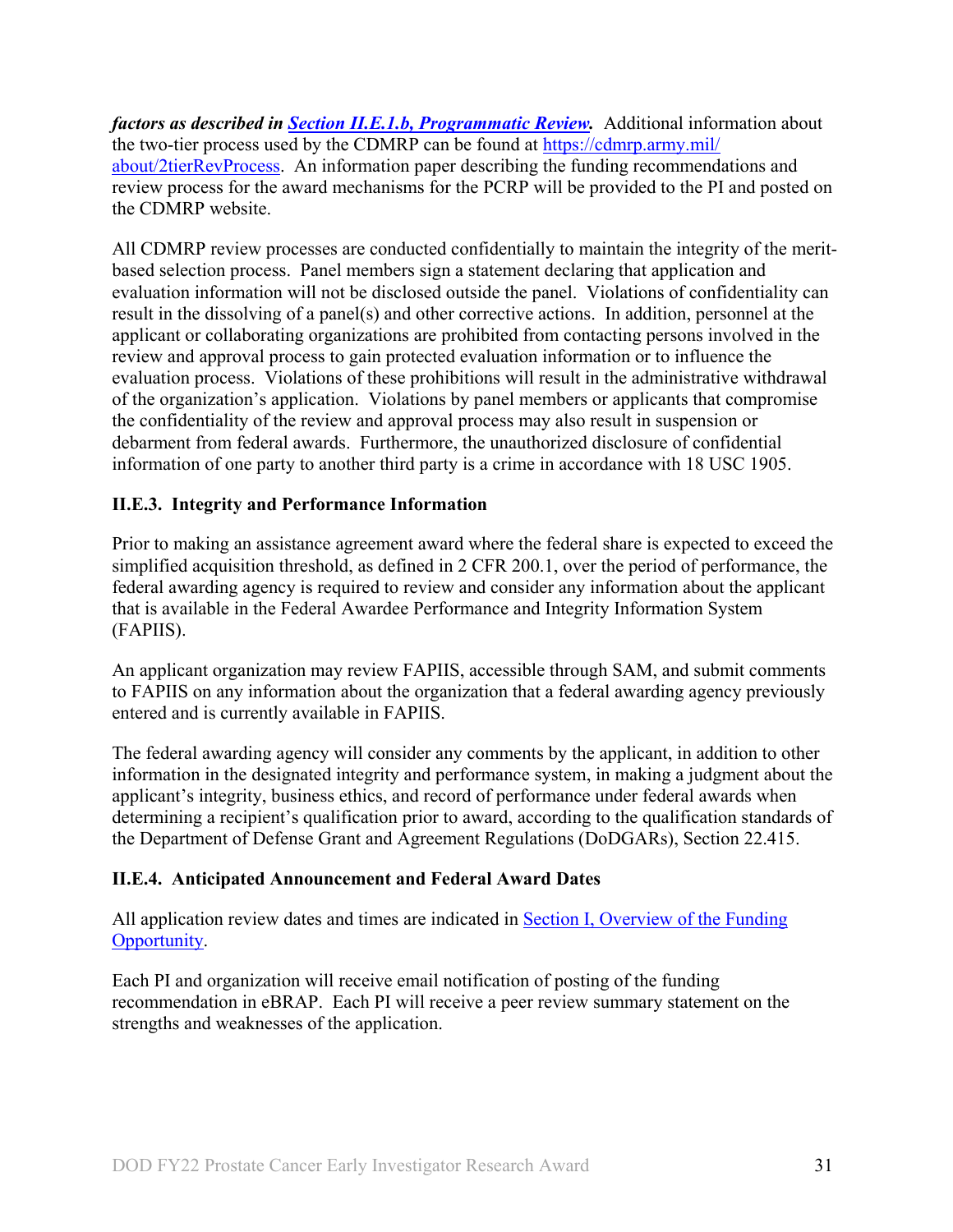***factors as described in [Section II.E.1.b, Programmatic Review](#).*** Additional information about the two-tier process used by the CDMRP can be found at [https://cdmrp.army.mil/about/2tierRevProcess](https://cdmrp.army.mil/about/2tierRevProcess). An information paper describing the funding recommendations and review process for the award mechanisms for the PCRP will be provided to the PI and posted on the CDMRP website.

All CDMRP review processes are conducted confidentially to maintain the integrity of the merit-based selection process. Panel members sign a statement declaring that application and evaluation information will not be disclosed outside the panel. Violations of confidentiality can result in the dissolving of a panel(s) and other corrective actions. In addition, personnel at the applicant or collaborating organizations are prohibited from contacting persons involved in the review and approval process to gain protected evaluation information or to influence the evaluation process. Violations of these prohibitions will result in the administrative withdrawal of the organization's application. Violations by panel members or applicants that compromise the confidentiality of the review and approval process may also result in suspension or debarment from federal awards. Furthermore, the unauthorized disclosure of confidential information of one party to another third party is a crime in accordance with 18 USC 1905.

### II.E.3. Integrity and Performance Information

Prior to making an assistance agreement award where the federal share is expected to exceed the simplified acquisition threshold, as defined in 2 CFR 200.1, over the period of performance, the federal awarding agency is required to review and consider any information about the applicant that is available in the Federal Awardee Performance and Integrity Information System (FAPIIS).

An applicant organization may review FAPIIS, accessible through SAM, and submit comments to FAPIIS on any information about the organization that a federal awarding agency previously entered and is currently available in FAPIIS.

The federal awarding agency will consider any comments by the applicant, in addition to other information in the designated integrity and performance system, in making a judgment about the applicant's integrity, business ethics, and record of performance under federal awards when determining a recipient's qualification prior to award, according to the qualification standards of the Department of Defense Grant and Agreement Regulations (DoDGARs), Section 22.415.

### II.E.4. Anticipated Announcement and Federal Award Dates

All application review dates and times are indicated in [Section I, Overview of the Funding Opportunity](#).

Each PI and organization will receive email notification of posting of the funding recommendation in eBRAP. Each PI will receive a peer review summary statement on the strengths and weaknesses of the application.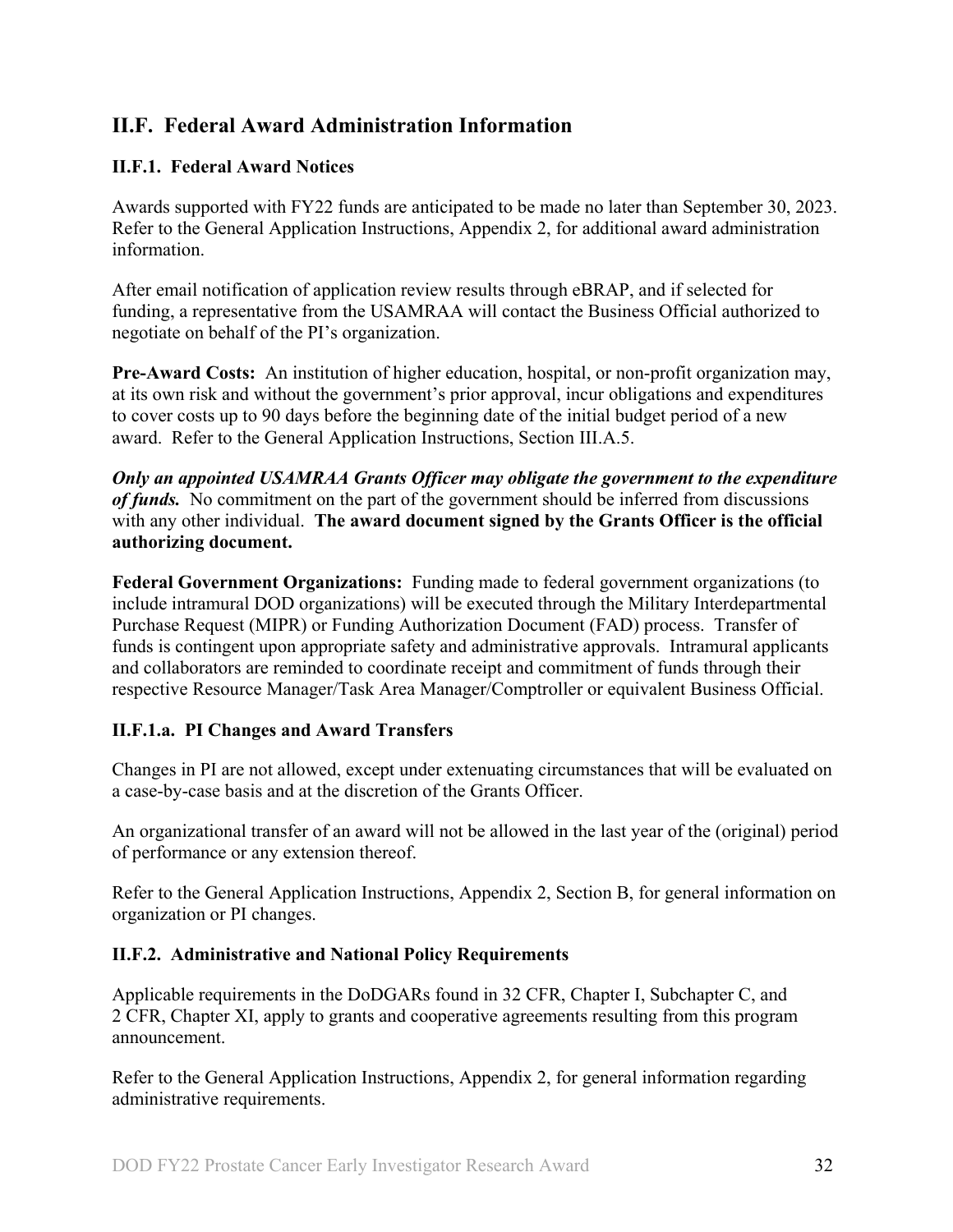## II.F. Federal Award Administration Information

### II.F.1. Federal Award Notices

Awards supported with FY22 funds are anticipated to be made no later than September 30, 2023. Refer to the General Application Instructions, Appendix 2, for additional award administration information.

After email notification of application review results through eBRAP, and if selected for funding, a representative from the USAMRAA will contact the Business Official authorized to negotiate on behalf of the PI's organization.

**Pre-Award Costs:** An institution of higher education, hospital, or non-profit organization may, at its own risk and without the government's prior approval, incur obligations and expenditures to cover costs up to 90 days before the beginning date of the initial budget period of a new award. Refer to the General Application Instructions, Section III.A.5.

***Only an appointed USAMRAA Grants Officer may obligate the government to the expenditure of funds.*** No commitment on the part of the government should be inferred from discussions with any other individual. **The award document signed by the Grants Officer is the official authorizing document.**

**Federal Government Organizations:** Funding made to federal government organizations (to include intramural DOD organizations) will be executed through the Military Interdepartmental Purchase Request (MIPR) or Funding Authorization Document (FAD) process. Transfer of funds is contingent upon appropriate safety and administrative approvals. Intramural applicants and collaborators are reminded to coordinate receipt and commitment of funds through their respective Resource Manager/Task Area Manager/Comptroller or equivalent Business Official.

#### II.F.1.a. PI Changes and Award Transfers

Changes in PI are not allowed, except under extenuating circumstances that will be evaluated on a case-by-case basis and at the discretion of the Grants Officer.

An organizational transfer of an award will not be allowed in the last year of the (original) period of performance or any extension thereof.

Refer to the General Application Instructions, Appendix 2, Section B, for general information on organization or PI changes.

### II.F.2. Administrative and National Policy Requirements

Applicable requirements in the DoDGARs found in 32 CFR, Chapter I, Subchapter C, and 2 CFR, Chapter XI, apply to grants and cooperative agreements resulting from this program announcement.

Refer to the General Application Instructions, Appendix 2, for general information regarding administrative requirements.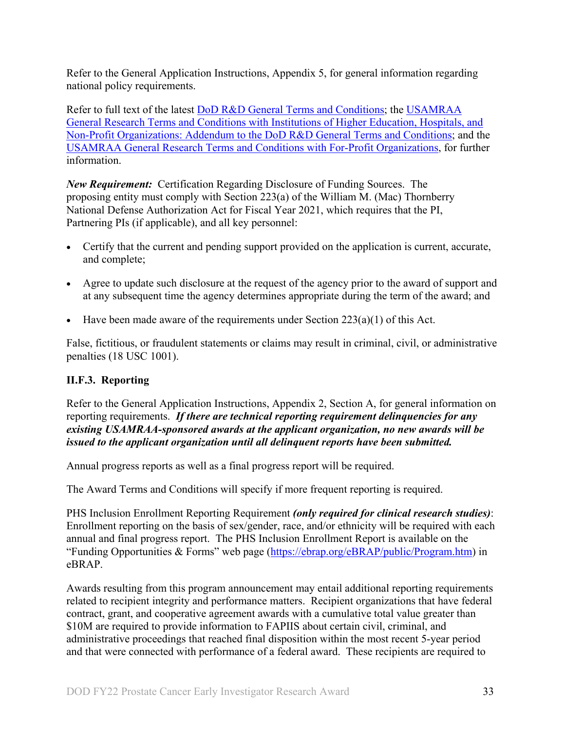Refer to the General Application Instructions, Appendix 5, for general information regarding national policy requirements.

Refer to full text of the latest [DoD R&D General Terms and Conditions](); the [USAMRAA General Research Terms and Conditions with Institutions of Higher Education, Hospitals, and Non-Profit Organizations: Addendum to the DoD R&D General Terms and Conditions](); and the [USAMRAA General Research Terms and Conditions with For-Profit Organizations](), for further information.

***New Requirement:*** Certification Regarding Disclosure of Funding Sources. The proposing entity must comply with Section 223(a) of the William M. (Mac) Thornberry National Defense Authorization Act for Fiscal Year 2021, which requires that the PI, Partnering PIs (if applicable), and all key personnel:

- Certify that the current and pending support provided on the application is current, accurate, and complete;
- Agree to update such disclosure at the request of the agency prior to the award of support and at any subsequent time the agency determines appropriate during the term of the award; and
- Have been made aware of the requirements under Section 223(a)(1) of this Act.

False, fictitious, or fraudulent statements or claims may result in criminal, civil, or administrative penalties (18 USC 1001).

### II.F.3. Reporting

Refer to the General Application Instructions, Appendix 2, Section A, for general information on reporting requirements. ***If there are technical reporting requirement delinquencies for any existing USAMRAA-sponsored awards at the applicant organization, no new awards will be issued to the applicant organization until all delinquent reports have been submitted.***

Annual progress reports as well as a final progress report will be required.

The Award Terms and Conditions will specify if more frequent reporting is required.

PHS Inclusion Enrollment Reporting Requirement ***(only required for clinical research studies)***: Enrollment reporting on the basis of sex/gender, race, and/or ethnicity will be required with each annual and final progress report. The PHS Inclusion Enrollment Report is available on the "Funding Opportunities & Forms" web page (https://ebrap.org/eBRAP/public/Program.htm) in eBRAP.

Awards resulting from this program announcement may entail additional reporting requirements related to recipient integrity and performance matters. Recipient organizations that have federal contract, grant, and cooperative agreement awards with a cumulative total value greater than $10M are required to provide information to FAPIIS about certain civil, criminal, and administrative proceedings that reached final disposition within the most recent 5-year period and that were connected with performance of a federal award. These recipients are required to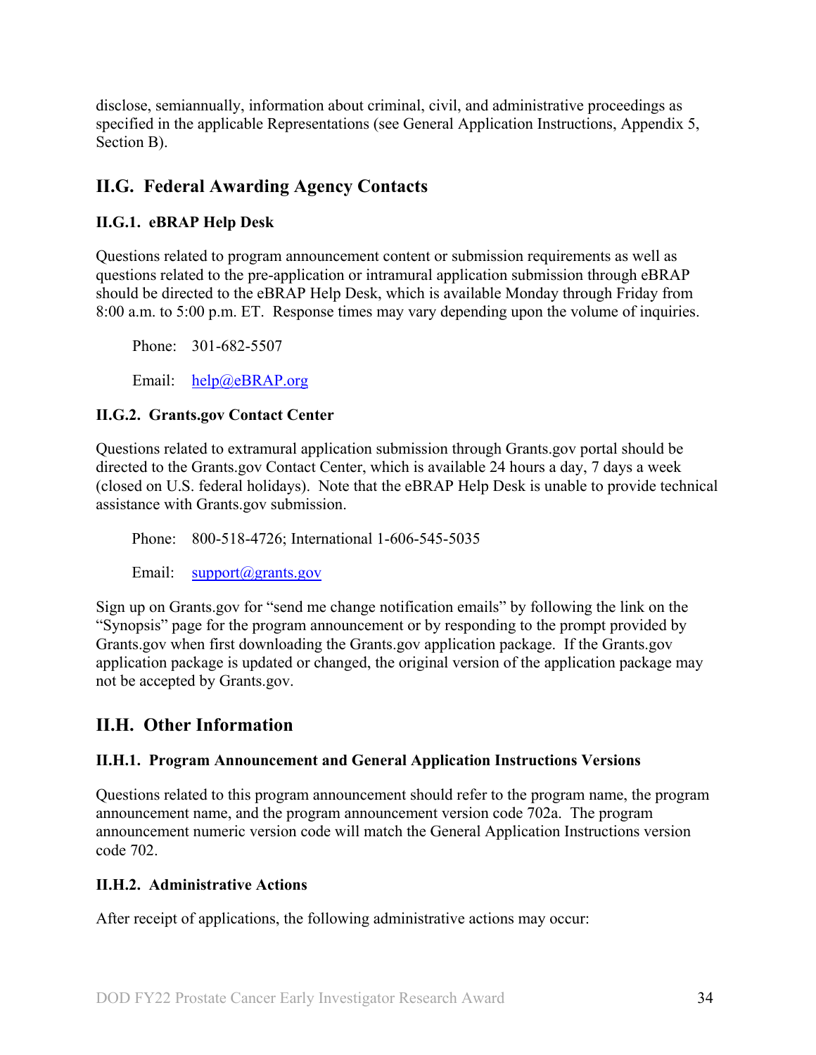disclose, semiannually, information about criminal, civil, and administrative proceedings as specified in the applicable Representations (see General Application Instructions, Appendix 5, Section B).

## II.G. Federal Awarding Agency Contacts

### II.G.1. eBRAP Help Desk

Questions related to program announcement content or submission requirements as well as questions related to the pre-application or intramural application submission through eBRAP should be directed to the eBRAP Help Desk, which is available Monday through Friday from 8:00 a.m. to 5:00 p.m. ET. Response times may vary depending upon the volume of inquiries.

Phone: 301-682-5507

Email: help@eBRAP.org

### II.G.2. Grants.gov Contact Center

Questions related to extramural application submission through Grants.gov portal should be directed to the Grants.gov Contact Center, which is available 24 hours a day, 7 days a week (closed on U.S. federal holidays). Note that the eBRAP Help Desk is unable to provide technical assistance with Grants.gov submission.

Phone: 800-518-4726; International 1-606-545-5035

Email: support@grants.gov

Sign up on Grants.gov for "send me change notification emails" by following the link on the "Synopsis" page for the program announcement or by responding to the prompt provided by Grants.gov when first downloading the Grants.gov application package. If the Grants.gov application package is updated or changed, the original version of the application package may not be accepted by Grants.gov.

## II.H. Other Information

### II.H.1. Program Announcement and General Application Instructions Versions

Questions related to this program announcement should refer to the program name, the program announcement name, and the program announcement version code 702a. The program announcement numeric version code will match the General Application Instructions version code 702.

### II.H.2. Administrative Actions

After receipt of applications, the following administrative actions may occur: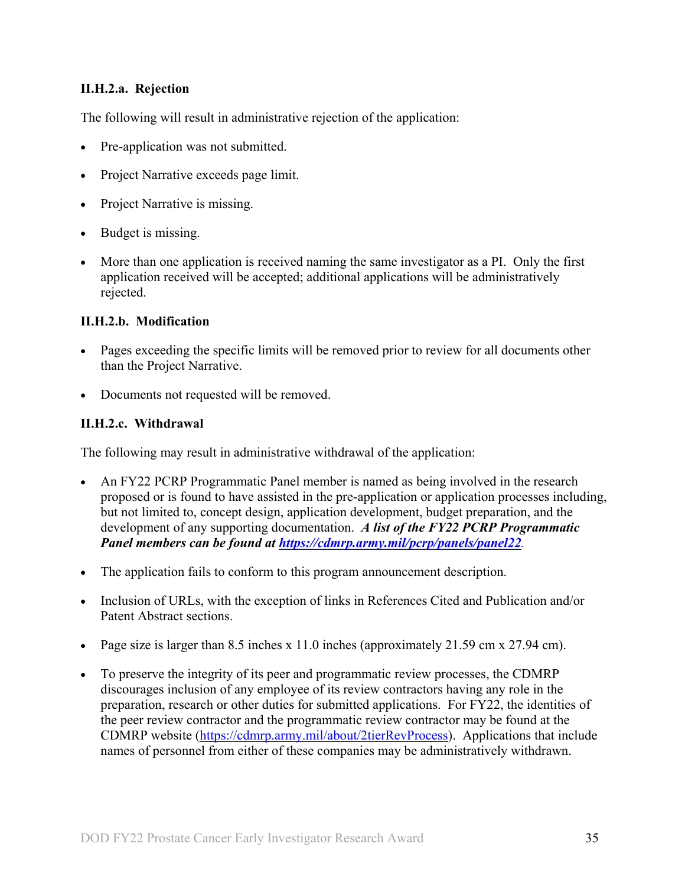#### II.H.2.a. Rejection

The following will result in administrative rejection of the application:

- Pre-application was not submitted.
- Project Narrative exceeds page limit.
- Project Narrative is missing.
- Budget is missing.
- More than one application is received naming the same investigator as a PI. Only the first application received will be accepted; additional applications will be administratively rejected.

#### II.H.2.b. Modification

- Pages exceeding the specific limits will be removed prior to review for all documents other than the Project Narrative.
- Documents not requested will be removed.

#### II.H.2.c. Withdrawal

The following may result in administrative withdrawal of the application:

- An FY22 PCRP Programmatic Panel member is named as being involved in the research proposed or is found to have assisted in the pre-application or application processes including, but not limited to, concept design, application development, budget preparation, and the development of any supporting documentation. ***A list of the FY22 PCRP Programmatic Panel members can be found at https://cdmrp.army.mil/pcrp/panels/panel22***.
- The application fails to conform to this program announcement description.
- Inclusion of URLs, with the exception of links in References Cited and Publication and/or Patent Abstract sections.
- Page size is larger than 8.5 inches x 11.0 inches (approximately 21.59 cm x 27.94 cm).
- To preserve the integrity of its peer and programmatic review processes, the CDMRP discourages inclusion of any employee of its review contractors having any role in the preparation, research or other duties for submitted applications. For FY22, the identities of the peer review contractor and the programmatic review contractor may be found at the CDMRP website (https://cdmrp.army.mil/about/2tierRevProcess). Applications that include names of personnel from either of these companies may be administratively withdrawn.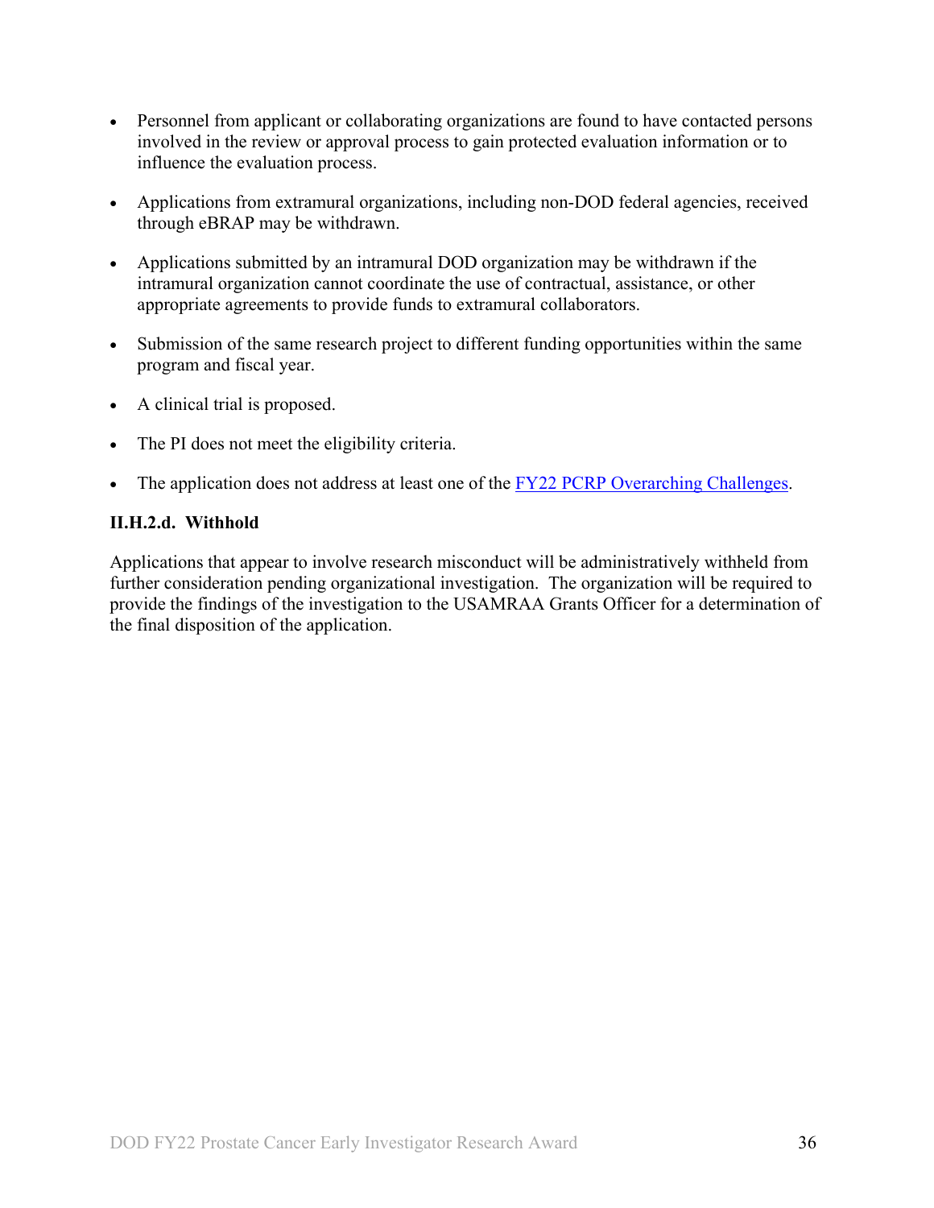- Personnel from applicant or collaborating organizations are found to have contacted persons involved in the review or approval process to gain protected evaluation information or to influence the evaluation process.
- Applications from extramural organizations, including non-DOD federal agencies, received through eBRAP may be withdrawn.
- Applications submitted by an intramural DOD organization may be withdrawn if the intramural organization cannot coordinate the use of contractual, assistance, or other appropriate agreements to provide funds to extramural collaborators.
- Submission of the same research project to different funding opportunities within the same program and fiscal year.
- A clinical trial is proposed.
- The PI does not meet the eligibility criteria.
- The application does not address at least one of the FY22 PCRP Overarching Challenges.

**II.H.2.d. Withhold**

Applications that appear to involve research misconduct will be administratively withheld from further consideration pending organizational investigation. The organization will be required to provide the findings of the investigation to the USAMRAA Grants Officer for a determination of the final disposition of the application.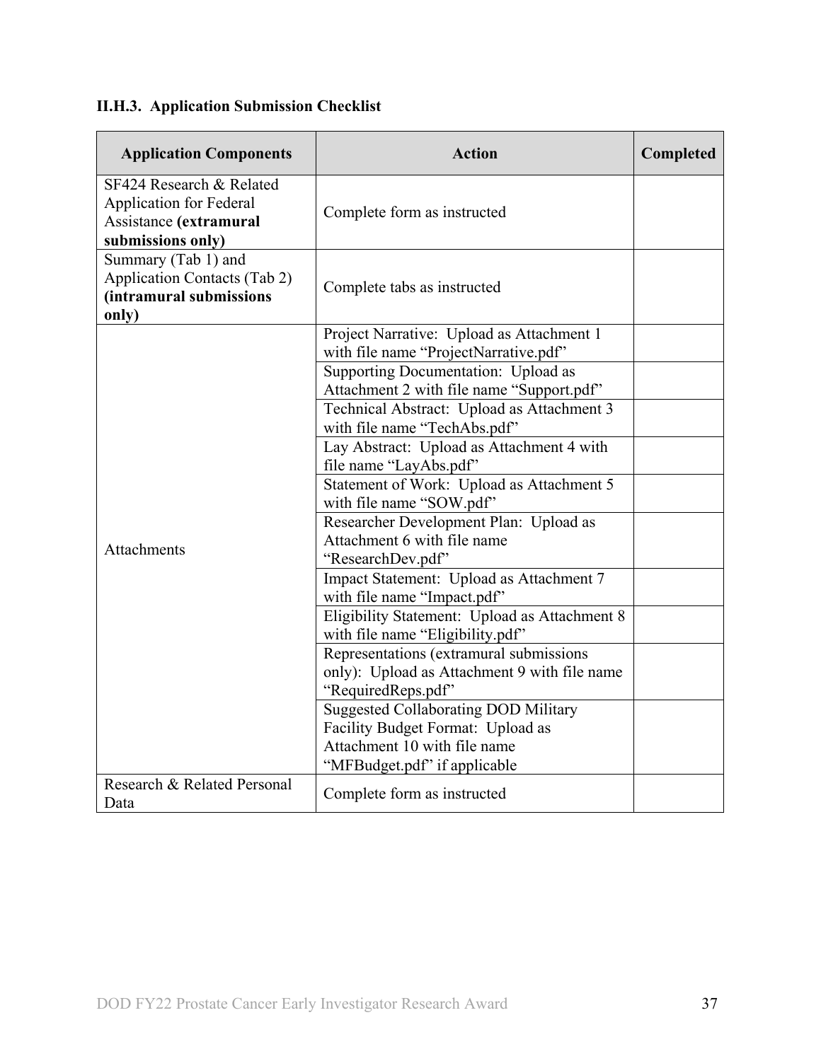### II.H.3. Application Submission Checklist

| Application Components | Action | Completed |
|---|---|---|
| SF424 Research & Related Application for Federal Assistance **(extramural submissions only)** | Complete form as instructed | |
| Summary (Tab 1) and Application Contacts (Tab 2) **(intramural submissions only)** | Complete tabs as instructed | |
| Attachments | Project Narrative: Upload as Attachment 1 with file name "ProjectNarrative.pdf" | |
| | Supporting Documentation: Upload as Attachment 2 with file name "Support.pdf" | |
| | Technical Abstract: Upload as Attachment 3 with file name "TechAbs.pdf" | |
| | Lay Abstract: Upload as Attachment 4 with file name "LayAbs.pdf" | |
| | Statement of Work: Upload as Attachment 5 with file name "SOW.pdf" | |
| | Researcher Development Plan: Upload as Attachment 6 with file name "ResearchDev.pdf" | |
| | Impact Statement: Upload as Attachment 7 with file name "Impact.pdf" | |
| | Eligibility Statement: Upload as Attachment 8 with file name "Eligibility.pdf" | |
| | Representations (extramural submissions only): Upload as Attachment 9 with file name "RequiredReps.pdf" | |
| | Suggested Collaborating DOD Military Facility Budget Format: Upload as Attachment 10 with file name "MFBudget.pdf" if applicable | |
| Research & Related Personal Data | Complete form as instructed | |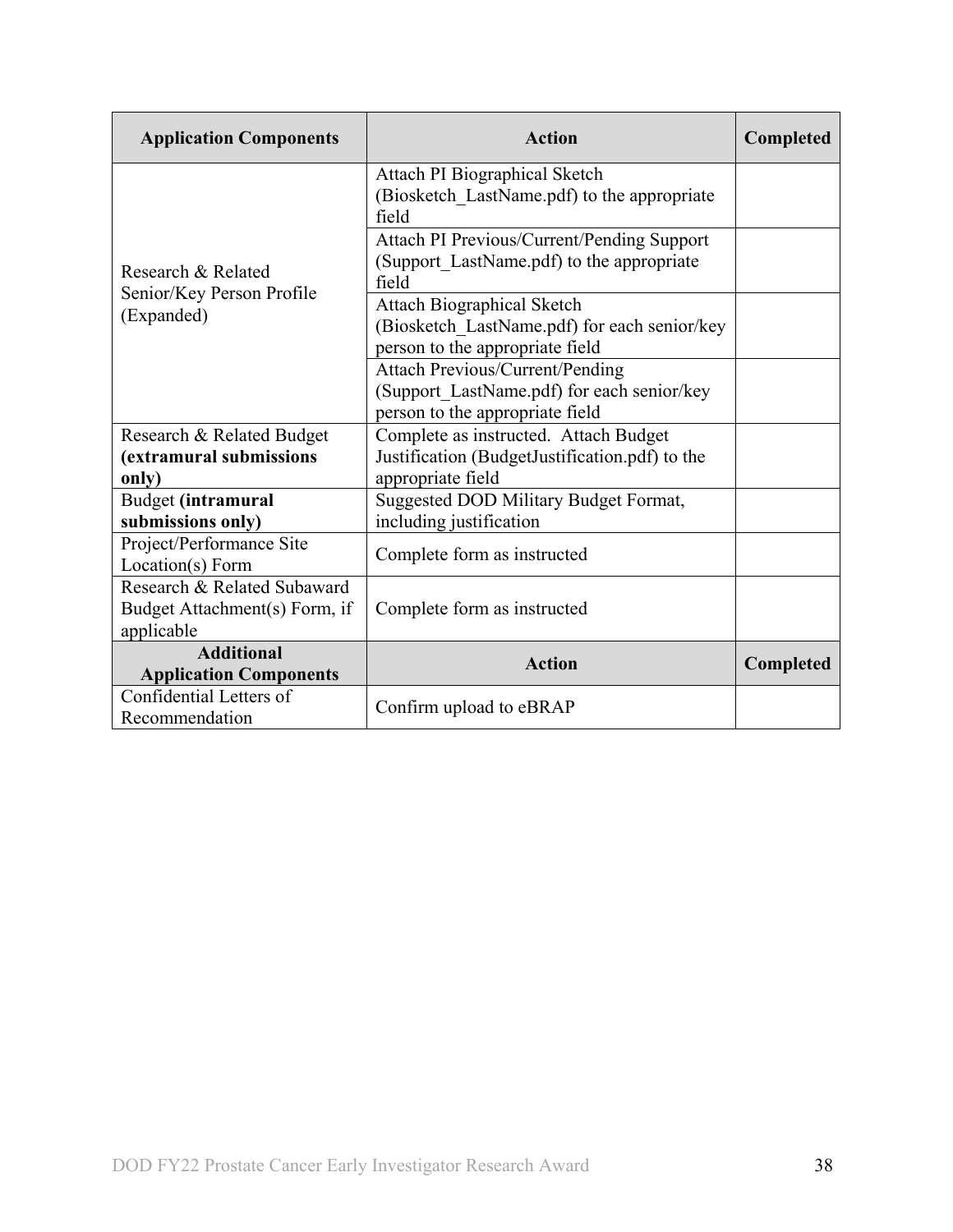| Application Components | Action | Completed |
|---|---|---|
| Research & Related Senior/Key Person Profile (Expanded) | Attach PI Biographical Sketch (Biosketch_LastName.pdf) to the appropriate field | |
| | Attach PI Previous/Current/Pending Support (Support_LastName.pdf) to the appropriate field | |
| | Attach Biographical Sketch (Biosketch_LastName.pdf) for each senior/key person to the appropriate field | |
| | Attach Previous/Current/Pending (Support_LastName.pdf) for each senior/key person to the appropriate field | |
| Research & Related Budget **(extramural submissions only)** | Complete as instructed. Attach Budget Justification (BudgetJustification.pdf) to the appropriate field | |
| Budget **(intramural submissions only)** | Suggested DOD Military Budget Format, including justification | |
| Project/Performance Site Location(s) Form | Complete form as instructed | |
| Research & Related Subaward Budget Attachment(s) Form, if applicable | Complete form as instructed | |
| **Additional Application Components** | **Action** | **Completed** |
| Confidential Letters of Recommendation | Confirm upload to eBRAP | |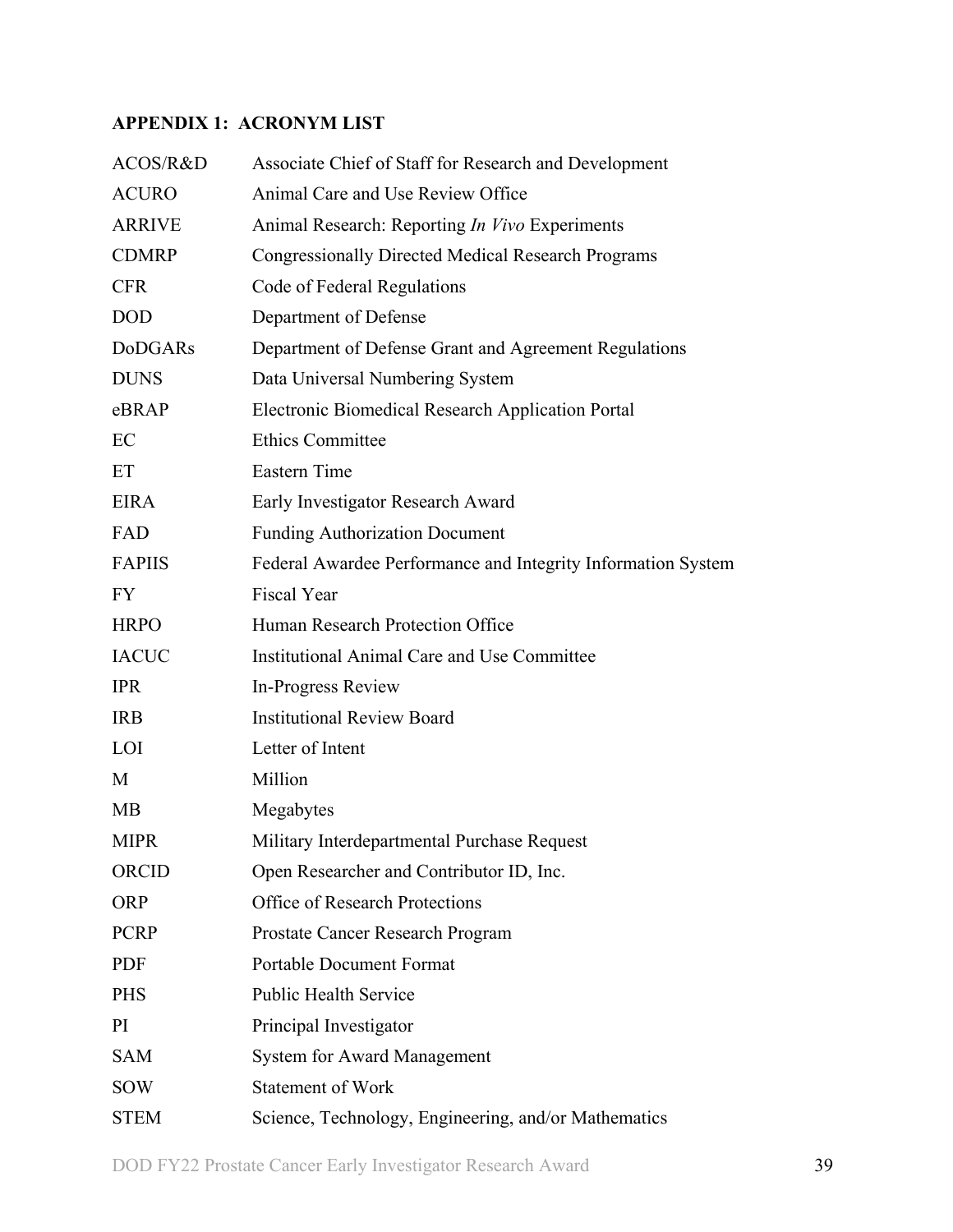## APPENDIX 1: ACRONYM LIST

| | |
|---|---|
| ACOS/R&D | Associate Chief of Staff for Research and Development |
| ACURO | Animal Care and Use Review Office |
| ARRIVE | Animal Research: Reporting *In Vivo* Experiments |
| CDMRP | Congressionally Directed Medical Research Programs |
| CFR | Code of Federal Regulations |
| DOD | Department of Defense |
| DoDGARs | Department of Defense Grant and Agreement Regulations |
| DUNS | Data Universal Numbering System |
| eBRAP | Electronic Biomedical Research Application Portal |
| EC | Ethics Committee |
| ET | Eastern Time |
| EIRA | Early Investigator Research Award |
| FAD | Funding Authorization Document |
| FAPIIS | Federal Awardee Performance and Integrity Information System |
| FY | Fiscal Year |
| HRPO | Human Research Protection Office |
| IACUC | Institutional Animal Care and Use Committee |
| IPR | In-Progress Review |
| IRB | Institutional Review Board |
| LOI | Letter of Intent |
| M | Million |
| MB | Megabytes |
| MIPR | Military Interdepartmental Purchase Request |
| ORCID | Open Researcher and Contributor ID, Inc. |
| ORP | Office of Research Protections |
| PCRP | Prostate Cancer Research Program |
| PDF | Portable Document Format |
| PHS | Public Health Service |
| PI | Principal Investigator |
| SAM | System for Award Management |
| SOW | Statement of Work |
| STEM | Science, Technology, Engineering, and/or Mathematics |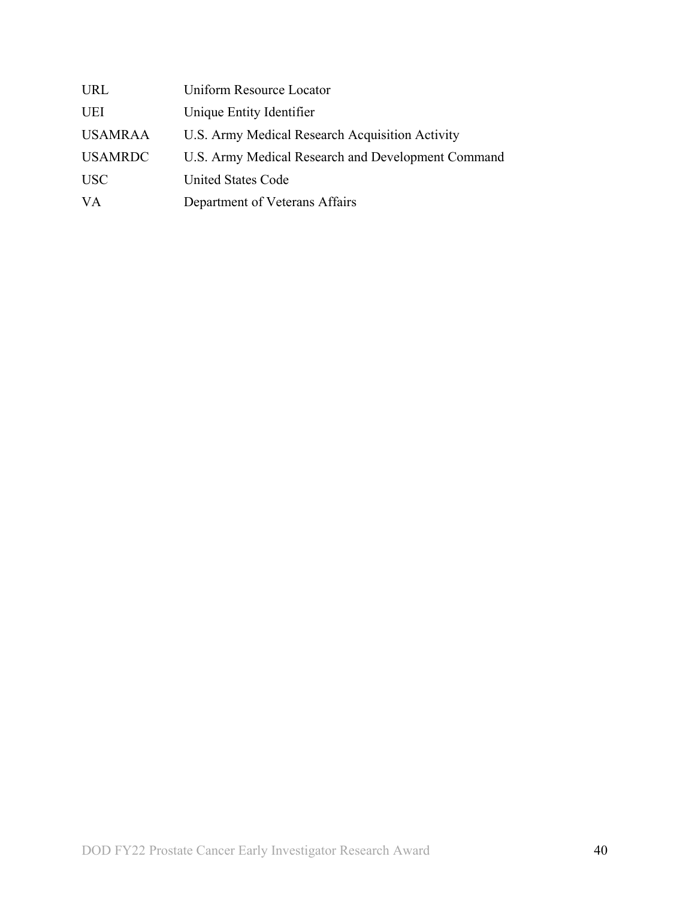| | |
|---|---|
| URL | Uniform Resource Locator |
| UEI | Unique Entity Identifier |
| USAMRAA | U.S. Army Medical Research Acquisition Activity |
| USAMRDC | U.S. Army Medical Research and Development Command |
| USC | United States Code |
| VA | Department of Veterans Affairs |